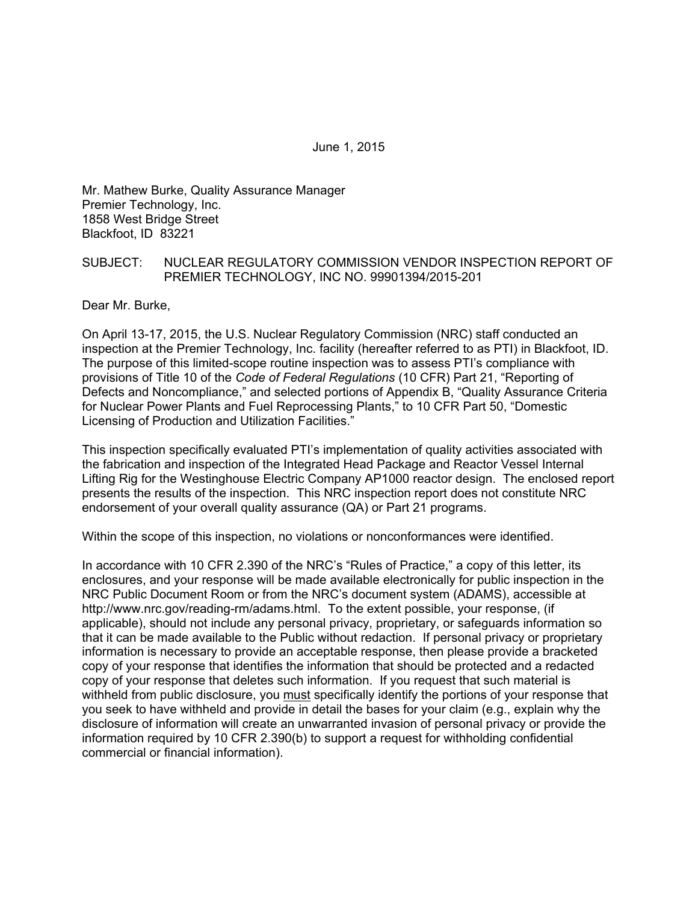June 1, 2015

Mr. Mathew Burke, Quality Assurance Manager
Premier Technology, Inc.
1858 West Bridge Street
Blackfoot, ID 83221

SUBJECT: NUCLEAR REGULATORY COMMISSION VENDOR INSPECTION REPORT OF PREMIER TECHNOLOGY, INC NO. 99901394/2015-201

Dear Mr. Burke,

On April 13-17, 2015, the U.S. Nuclear Regulatory Commission (NRC) staff conducted an inspection at the Premier Technology, Inc. facility (hereafter referred to as PTI) in Blackfoot, ID. The purpose of this limited-scope routine inspection was to assess PTI's compliance with provisions of Title 10 of the *Code of Federal Regulations* (10 CFR) Part 21, "Reporting of Defects and Noncompliance," and selected portions of Appendix B, "Quality Assurance Criteria for Nuclear Power Plants and Fuel Reprocessing Plants," to 10 CFR Part 50, "Domestic Licensing of Production and Utilization Facilities."

This inspection specifically evaluated PTI's implementation of quality activities associated with the fabrication and inspection of the Integrated Head Package and Reactor Vessel Internal Lifting Rig for the Westinghouse Electric Company AP1000 reactor design. The enclosed report presents the results of the inspection. This NRC inspection report does not constitute NRC endorsement of your overall quality assurance (QA) or Part 21 programs.

Within the scope of this inspection, no violations or nonconformances were identified.

In accordance with 10 CFR 2.390 of the NRC's "Rules of Practice," a copy of this letter, its enclosures, and your response will be made available electronically for public inspection in the NRC Public Document Room or from the NRC's document system (ADAMS), accessible at http://www.nrc.gov/reading-rm/adams.html. To the extent possible, your response, (if applicable), should not include any personal privacy, proprietary, or safeguards information so that it can be made available to the Public without redaction. If personal privacy or proprietary information is necessary to provide an acceptable response, then please provide a bracketed copy of your response that identifies the information that should be protected and a redacted copy of your response that deletes such information. If you request that such material is withheld from public disclosure, you <u>must</u> specifically identify the portions of your response that you seek to have withheld and provide in detail the bases for your claim (e.g., explain why the disclosure of information will create an unwarranted invasion of personal privacy or provide the information required by 10 CFR 2.390(b) to support a request for withholding confidential commercial or financial information).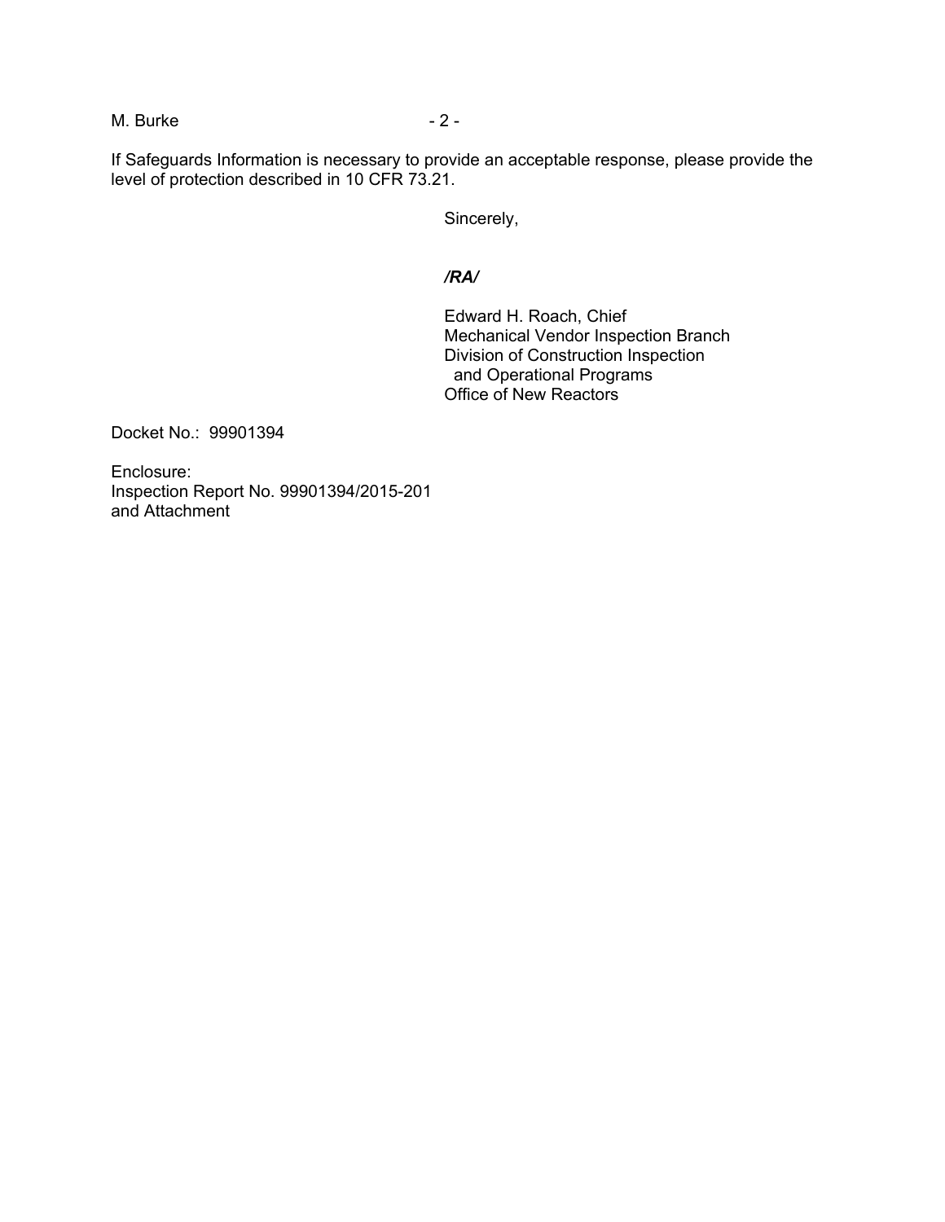If Safeguards Information is necessary to provide an acceptable response, please provide the level of protection described in 10 CFR 73.21.

Sincerely,

*/RA/*

Edward H. Roach, Chief
Mechanical Vendor Inspection Branch
Division of Construction Inspection
and Operational Programs
Office of New Reactors

Docket No.: 99901394

Enclosure:
Inspection Report No. 99901394/2015-201
and Attachment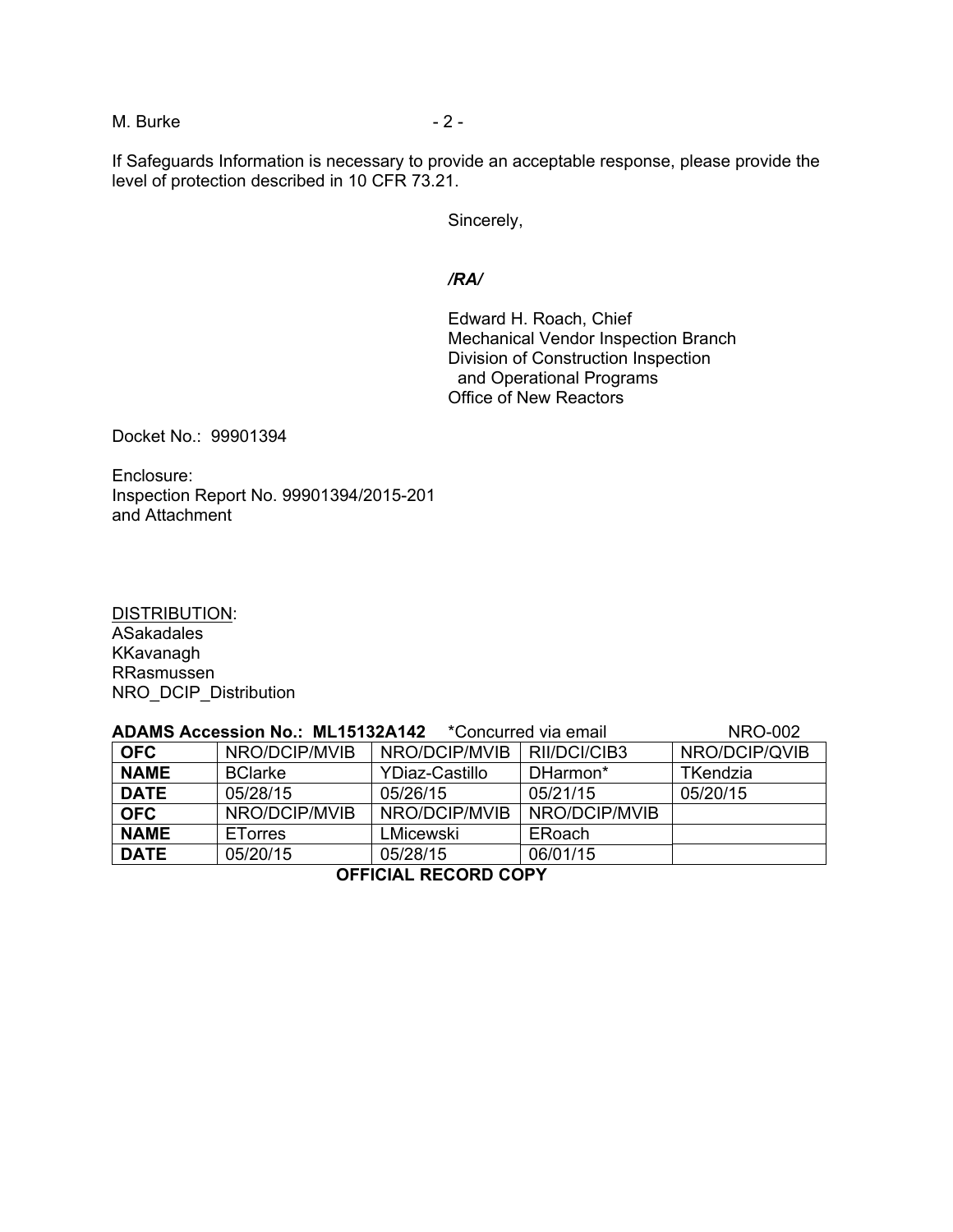If Safeguards Information is necessary to provide an acceptable response, please provide the level of protection described in 10 CFR 73.21.

Sincerely,

*/RA/*

Edward H. Roach, Chief
Mechanical Vendor Inspection Branch
Division of Construction Inspection
and Operational Programs
Office of New Reactors

Docket No.: 99901394

Enclosure:
Inspection Report No. 99901394/2015-201
and Attachment

DISTRIBUTION:
ASakadales
KKavanagh
RRasmussen
NRO_DCIP_Distribution

**ADAMS Accession No.: ML15132A142** *Concurred via email NRO-002

| **OFC** | NRO/DCIP/MVIB | NRO/DCIP/MVIB | RII/DCI/CIB3 | NRO/DCIP/QVIB |
|---|---|---|---|---|
| **NAME** | BClarke | YDiaz-Castillo | DHarmon* | TKendzia |
| **DATE** | 05/28/15 | 05/26/15 | 05/21/15 | 05/20/15 |
| **OFC** | NRO/DCIP/MVIB | NRO/DCIP/MVIB | NRO/DCIP/MVIB | |
| **NAME** | ETorres | LMicewski | ERoach | |
| **DATE** | 05/20/15 | 05/28/15 | 06/01/15 | |

**OFFICIAL RECORD COPY**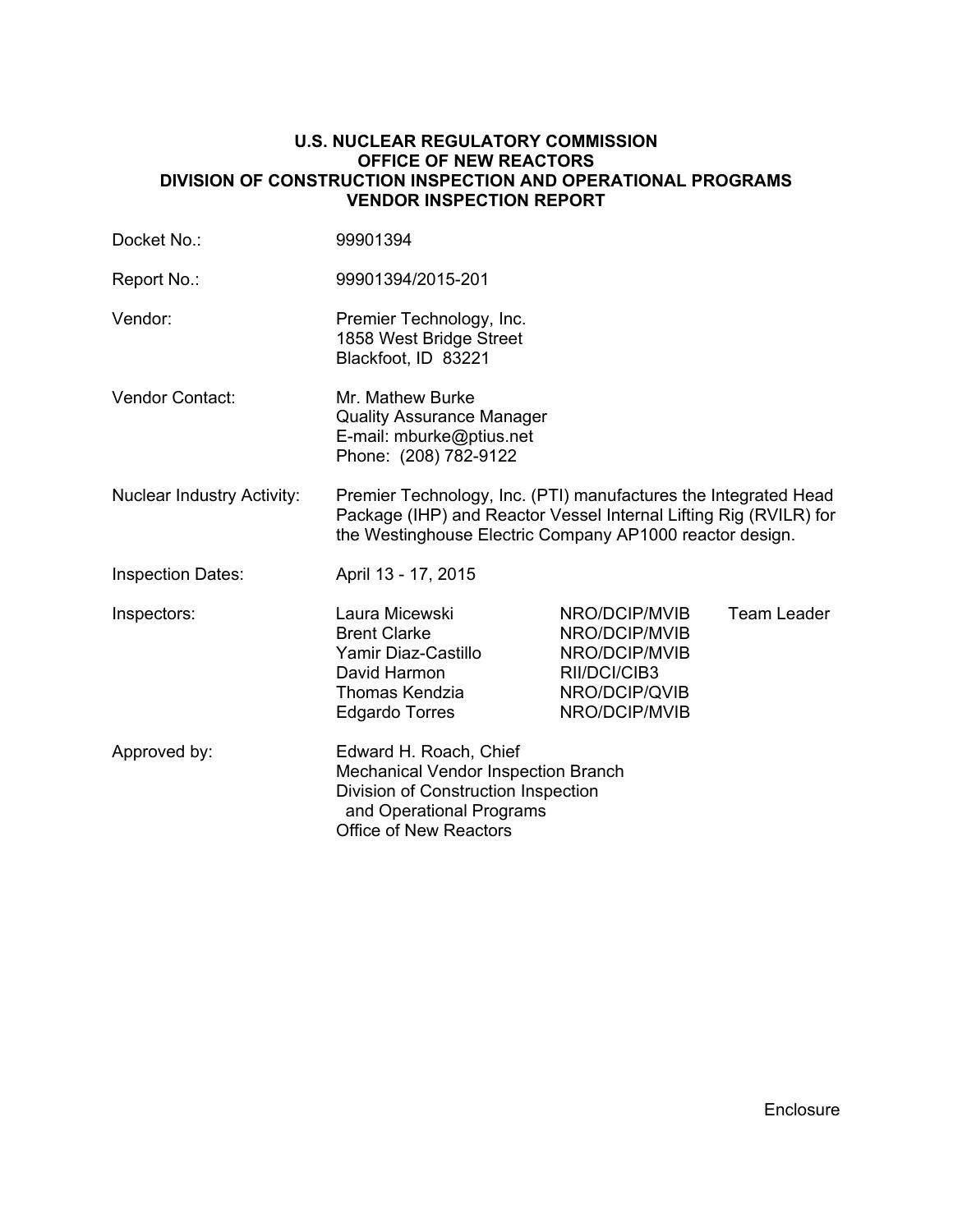# U.S. NUCLEAR REGULATORY COMMISSION
# OFFICE OF NEW REACTORS
# DIVISION OF CONSTRUCTION INSPECTION AND OPERATIONAL PROGRAMS
# VENDOR INSPECTION REPORT

| | |
|---|---|
| Docket No.: | 99901394 |
| Report No.: | 99901394/2015-201 |
| Vendor: | Premier Technology, Inc.<br>1858 West Bridge Street<br>Blackfoot, ID 83221 |
| Vendor Contact: | Mr. Mathew Burke<br>Quality Assurance Manager<br>E-mail: mburke@ptius.net<br>Phone: (208) 782-9122 |
| Nuclear Industry Activity: | Premier Technology, Inc. (PTI) manufactures the Integrated Head Package (IHP) and Reactor Vessel Internal Lifting Rig (RVILR) for the Westinghouse Electric Company AP1000 reactor design. |
| Inspection Dates: | April 13 - 17, 2015 |

Inspectors:

| Name | Organization | Role |
|---|---|---|
| Laura Micewski | NRO/DCIP/MVIB | Team Leader |
| Brent Clarke | NRO/DCIP/MVIB | |
| Yamir Diaz-Castillo | NRO/DCIP/MVIB | |
| David Harmon | RII/DCI/CIB3 | |
| Thomas Kendzia | NRO/DCIP/QVIB | |
| Edgardo Torres | NRO/DCIP/MVIB | |

Approved by: Edward H. Roach, Chief
Mechanical Vendor Inspection Branch
Division of Construction Inspection
and Operational Programs
Office of New Reactors

Enclosure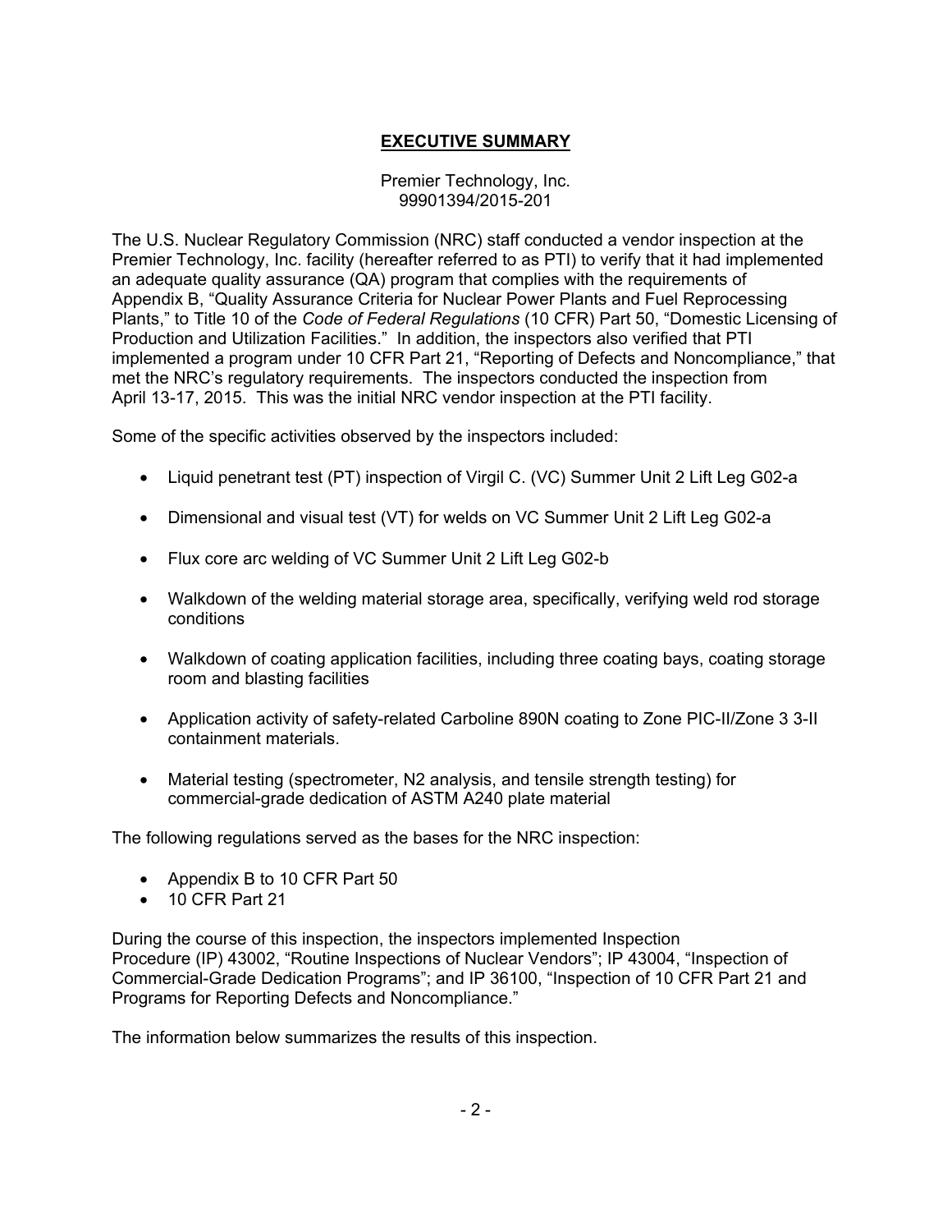# EXECUTIVE SUMMARY

Premier Technology, Inc.
99901394/2015-201

The U.S. Nuclear Regulatory Commission (NRC) staff conducted a vendor inspection at the Premier Technology, Inc. facility (hereafter referred to as PTI) to verify that it had implemented an adequate quality assurance (QA) program that complies with the requirements of Appendix B, "Quality Assurance Criteria for Nuclear Power Plants and Fuel Reprocessing Plants," to Title 10 of the *Code of Federal Regulations* (10 CFR) Part 50, "Domestic Licensing of Production and Utilization Facilities." In addition, the inspectors also verified that PTI implemented a program under 10 CFR Part 21, "Reporting of Defects and Noncompliance," that met the NRC's regulatory requirements. The inspectors conducted the inspection from April 13-17, 2015. This was the initial NRC vendor inspection at the PTI facility.

Some of the specific activities observed by the inspectors included:

- Liquid penetrant test (PT) inspection of Virgil C. (VC) Summer Unit 2 Lift Leg G02-a
- Dimensional and visual test (VT) for welds on VC Summer Unit 2 Lift Leg G02-a
- Flux core arc welding of VC Summer Unit 2 Lift Leg G02-b
- Walkdown of the welding material storage area, specifically, verifying weld rod storage conditions
- Walkdown of coating application facilities, including three coating bays, coating storage room and blasting facilities
- Application activity of safety-related Carboline 890N coating to Zone PIC-II/Zone 3 3-II containment materials.
- Material testing (spectrometer, N2 analysis, and tensile strength testing) for commercial-grade dedication of ASTM A240 plate material

The following regulations served as the bases for the NRC inspection:

- Appendix B to 10 CFR Part 50
- 10 CFR Part 21

During the course of this inspection, the inspectors implemented Inspection Procedure (IP) 43002, "Routine Inspections of Nuclear Vendors"; IP 43004, "Inspection of Commercial-Grade Dedication Programs"; and IP 36100, "Inspection of 10 CFR Part 21 and Programs for Reporting Defects and Noncompliance."

The information below summarizes the results of this inspection.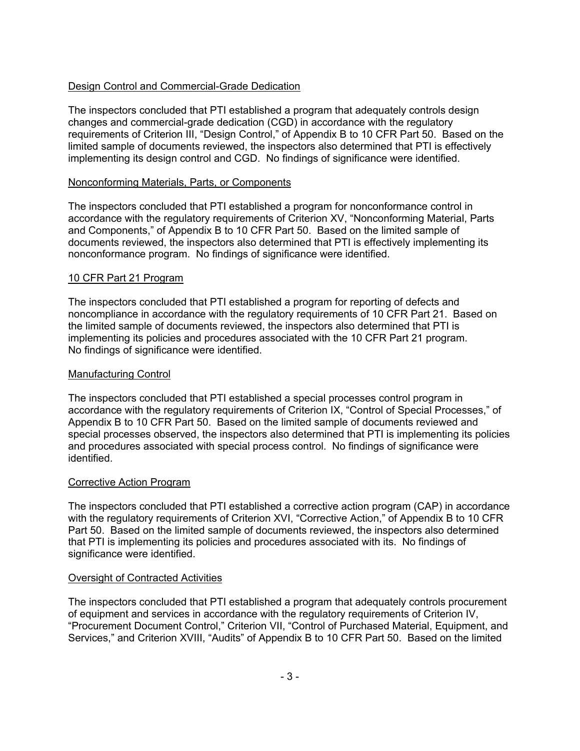Design Control and Commercial-Grade Dedication

The inspectors concluded that PTI established a program that adequately controls design changes and commercial-grade dedication (CGD) in accordance with the regulatory requirements of Criterion III, "Design Control," of Appendix B to 10 CFR Part 50. Based on the limited sample of documents reviewed, the inspectors also determined that PTI is effectively implementing its design control and CGD. No findings of significance were identified.

Nonconforming Materials, Parts, or Components

The inspectors concluded that PTI established a program for nonconformance control in accordance with the regulatory requirements of Criterion XV, "Nonconforming Material, Parts and Components," of Appendix B to 10 CFR Part 50. Based on the limited sample of documents reviewed, the inspectors also determined that PTI is effectively implementing its nonconformance program. No findings of significance were identified.

10 CFR Part 21 Program

The inspectors concluded that PTI established a program for reporting of defects and noncompliance in accordance with the regulatory requirements of 10 CFR Part 21. Based on the limited sample of documents reviewed, the inspectors also determined that PTI is implementing its policies and procedures associated with the 10 CFR Part 21 program. No findings of significance were identified.

Manufacturing Control

The inspectors concluded that PTI established a special processes control program in accordance with the regulatory requirements of Criterion IX, "Control of Special Processes," of Appendix B to 10 CFR Part 50. Based on the limited sample of documents reviewed and special processes observed, the inspectors also determined that PTI is implementing its policies and procedures associated with special process control. No findings of significance were identified.

Corrective Action Program

The inspectors concluded that PTI established a corrective action program (CAP) in accordance with the regulatory requirements of Criterion XVI, "Corrective Action," of Appendix B to 10 CFR Part 50. Based on the limited sample of documents reviewed, the inspectors also determined that PTI is implementing its policies and procedures associated with its. No findings of significance were identified.

Oversight of Contracted Activities

The inspectors concluded that PTI established a program that adequately controls procurement of equipment and services in accordance with the regulatory requirements of Criterion IV, "Procurement Document Control," Criterion VII, "Control of Purchased Material, Equipment, and Services," and Criterion XVIII, "Audits" of Appendix B to 10 CFR Part 50. Based on the limited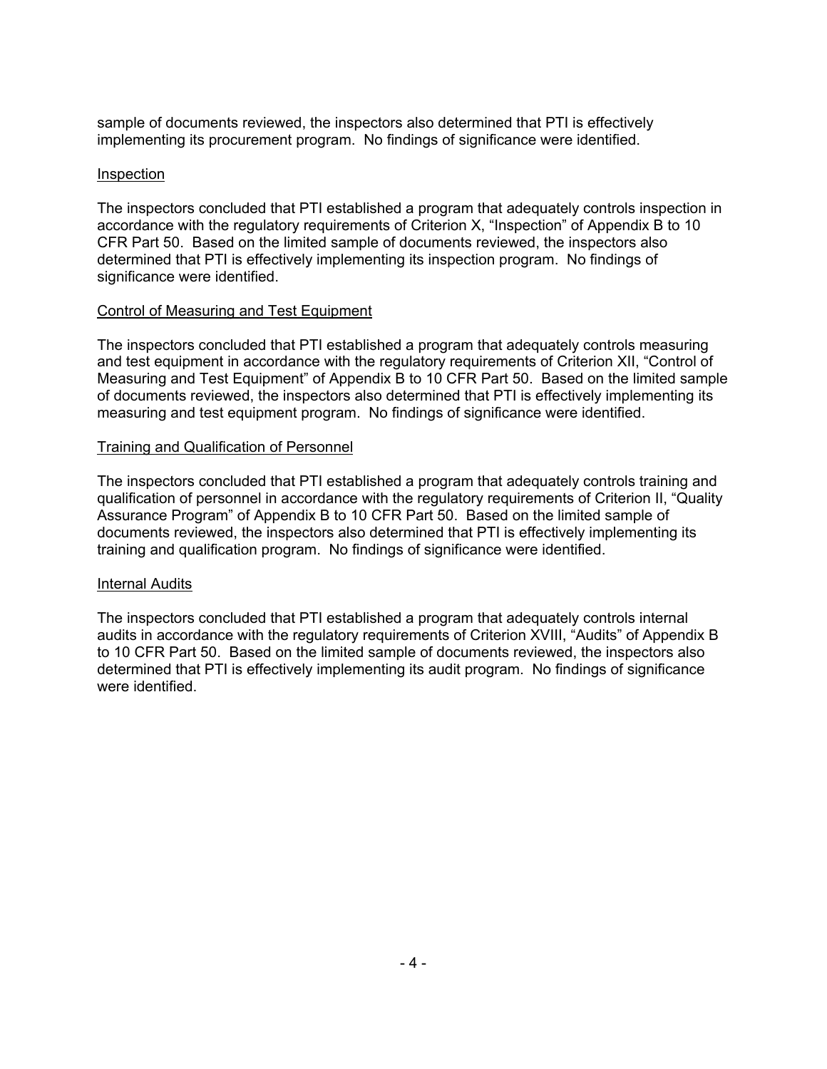sample of documents reviewed, the inspectors also determined that PTI is effectively implementing its procurement program. No findings of significance were identified.

Inspection

The inspectors concluded that PTI established a program that adequately controls inspection in accordance with the regulatory requirements of Criterion X, "Inspection" of Appendix B to 10 CFR Part 50. Based on the limited sample of documents reviewed, the inspectors also determined that PTI is effectively implementing its inspection program. No findings of significance were identified.

Control of Measuring and Test Equipment

The inspectors concluded that PTI established a program that adequately controls measuring and test equipment in accordance with the regulatory requirements of Criterion XII, "Control of Measuring and Test Equipment" of Appendix B to 10 CFR Part 50. Based on the limited sample of documents reviewed, the inspectors also determined that PTI is effectively implementing its measuring and test equipment program. No findings of significance were identified.

Training and Qualification of Personnel

The inspectors concluded that PTI established a program that adequately controls training and qualification of personnel in accordance with the regulatory requirements of Criterion II, "Quality Assurance Program" of Appendix B to 10 CFR Part 50. Based on the limited sample of documents reviewed, the inspectors also determined that PTI is effectively implementing its training and qualification program. No findings of significance were identified.

Internal Audits

The inspectors concluded that PTI established a program that adequately controls internal audits in accordance with the regulatory requirements of Criterion XVIII, "Audits" of Appendix B to 10 CFR Part 50. Based on the limited sample of documents reviewed, the inspectors also determined that PTI is effectively implementing its audit program. No findings of significance were identified.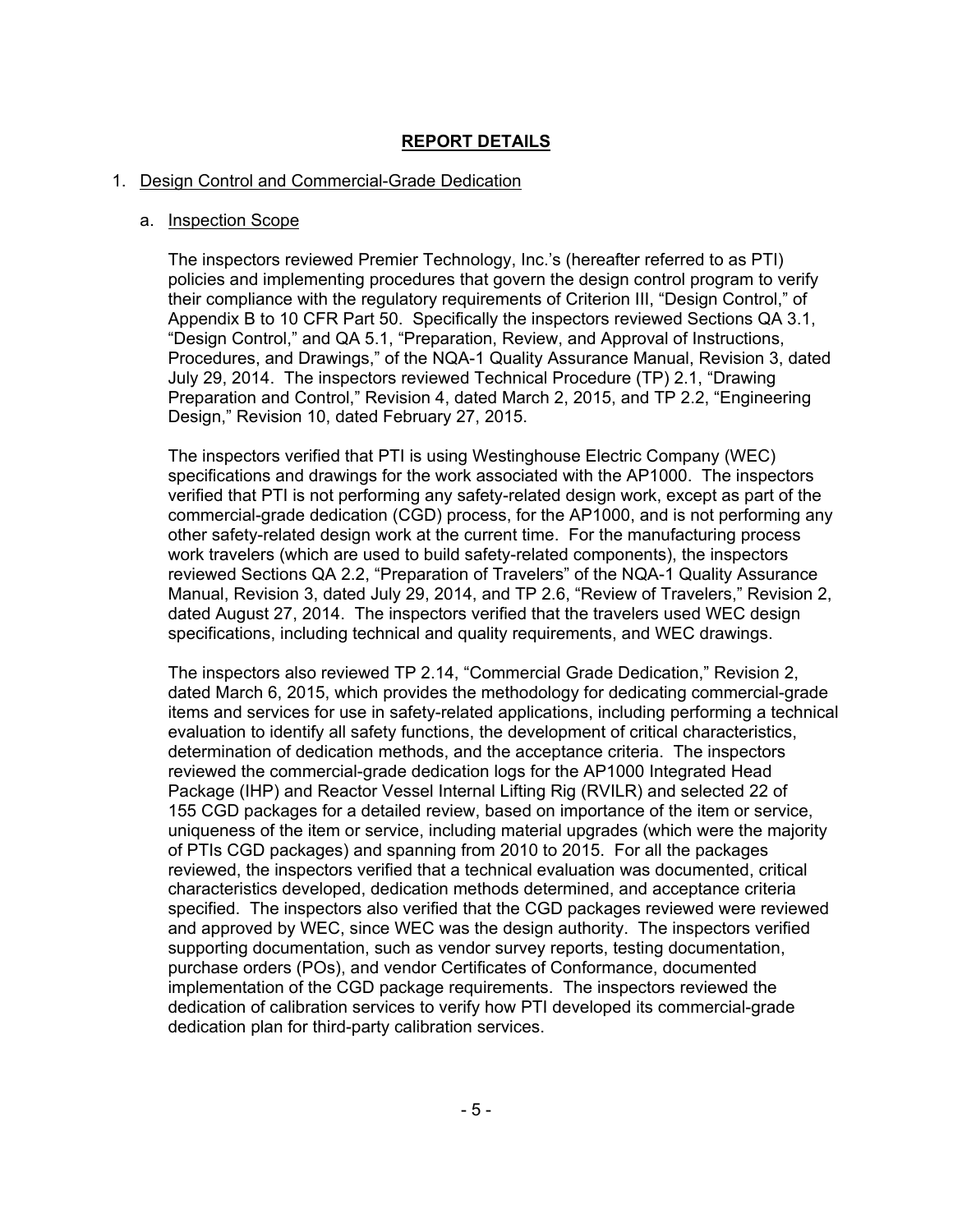# REPORT DETAILS

1. Design Control and Commercial-Grade Dedication

   a. Inspection Scope

   The inspectors reviewed Premier Technology, Inc.'s (hereafter referred to as PTI) policies and implementing procedures that govern the design control program to verify their compliance with the regulatory requirements of Criterion III, "Design Control," of Appendix B to 10 CFR Part 50. Specifically the inspectors reviewed Sections QA 3.1, "Design Control," and QA 5.1, "Preparation, Review, and Approval of Instructions, Procedures, and Drawings," of the NQA-1 Quality Assurance Manual, Revision 3, dated July 29, 2014. The inspectors reviewed Technical Procedure (TP) 2.1, "Drawing Preparation and Control," Revision 4, dated March 2, 2015, and TP 2.2, "Engineering Design," Revision 10, dated February 27, 2015.

   The inspectors verified that PTI is using Westinghouse Electric Company (WEC) specifications and drawings for the work associated with the AP1000. The inspectors verified that PTI is not performing any safety-related design work, except as part of the commercial-grade dedication (CGD) process, for the AP1000, and is not performing any other safety-related design work at the current time. For the manufacturing process work travelers (which are used to build safety-related components), the inspectors reviewed Sections QA 2.2, "Preparation of Travelers" of the NQA-1 Quality Assurance Manual, Revision 3, dated July 29, 2014, and TP 2.6, "Review of Travelers," Revision 2, dated August 27, 2014. The inspectors verified that the travelers used WEC design specifications, including technical and quality requirements, and WEC drawings.

   The inspectors also reviewed TP 2.14, "Commercial Grade Dedication," Revision 2, dated March 6, 2015, which provides the methodology for dedicating commercial-grade items and services for use in safety-related applications, including performing a technical evaluation to identify all safety functions, the development of critical characteristics, determination of dedication methods, and the acceptance criteria. The inspectors reviewed the commercial-grade dedication logs for the AP1000 Integrated Head Package (IHP) and Reactor Vessel Internal Lifting Rig (RVILR) and selected 22 of 155 CGD packages for a detailed review, based on importance of the item or service, uniqueness of the item or service, including material upgrades (which were the majority of PTIs CGD packages) and spanning from 2010 to 2015. For all the packages reviewed, the inspectors verified that a technical evaluation was documented, critical characteristics developed, dedication methods determined, and acceptance criteria specified. The inspectors also verified that the CGD packages reviewed were reviewed and approved by WEC, since WEC was the design authority. The inspectors verified supporting documentation, such as vendor survey reports, testing documentation, purchase orders (POs), and vendor Certificates of Conformance, documented implementation of the CGD package requirements. The inspectors reviewed the dedication of calibration services to verify how PTI developed its commercial-grade dedication plan for third-party calibration services.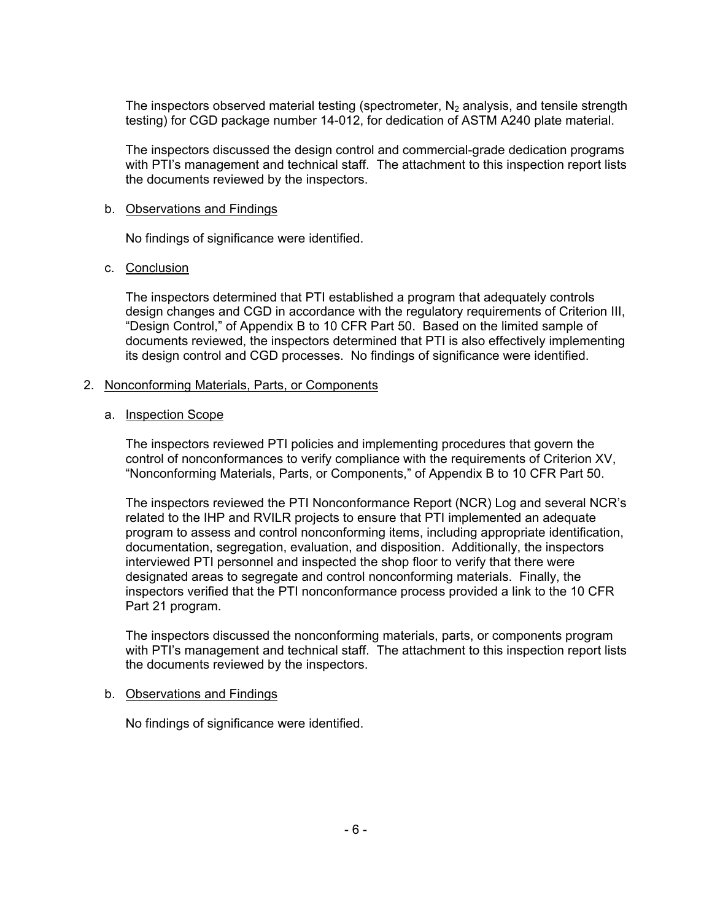The inspectors observed material testing (spectrometer, $N_2$ analysis, and tensile strength testing) for CGD package number 14-012, for dedication of ASTM A240 plate material.

The inspectors discussed the design control and commercial-grade dedication programs with PTI's management and technical staff. The attachment to this inspection report lists the documents reviewed by the inspectors.

b. Observations and Findings

No findings of significance were identified.

c. Conclusion

The inspectors determined that PTI established a program that adequately controls design changes and CGD in accordance with the regulatory requirements of Criterion III, "Design Control," of Appendix B to 10 CFR Part 50. Based on the limited sample of documents reviewed, the inspectors determined that PTI is also effectively implementing its design control and CGD processes. No findings of significance were identified.

2. Nonconforming Materials, Parts, or Components

a. Inspection Scope

The inspectors reviewed PTI policies and implementing procedures that govern the control of nonconformances to verify compliance with the requirements of Criterion XV, "Nonconforming Materials, Parts, or Components," of Appendix B to 10 CFR Part 50.

The inspectors reviewed the PTI Nonconformance Report (NCR) Log and several NCR's related to the IHP and RVILR projects to ensure that PTI implemented an adequate program to assess and control nonconforming items, including appropriate identification, documentation, segregation, evaluation, and disposition. Additionally, the inspectors interviewed PTI personnel and inspected the shop floor to verify that there were designated areas to segregate and control nonconforming materials. Finally, the inspectors verified that the PTI nonconformance process provided a link to the 10 CFR Part 21 program.

The inspectors discussed the nonconforming materials, parts, or components program with PTI's management and technical staff. The attachment to this inspection report lists the documents reviewed by the inspectors.

b. Observations and Findings

No findings of significance were identified.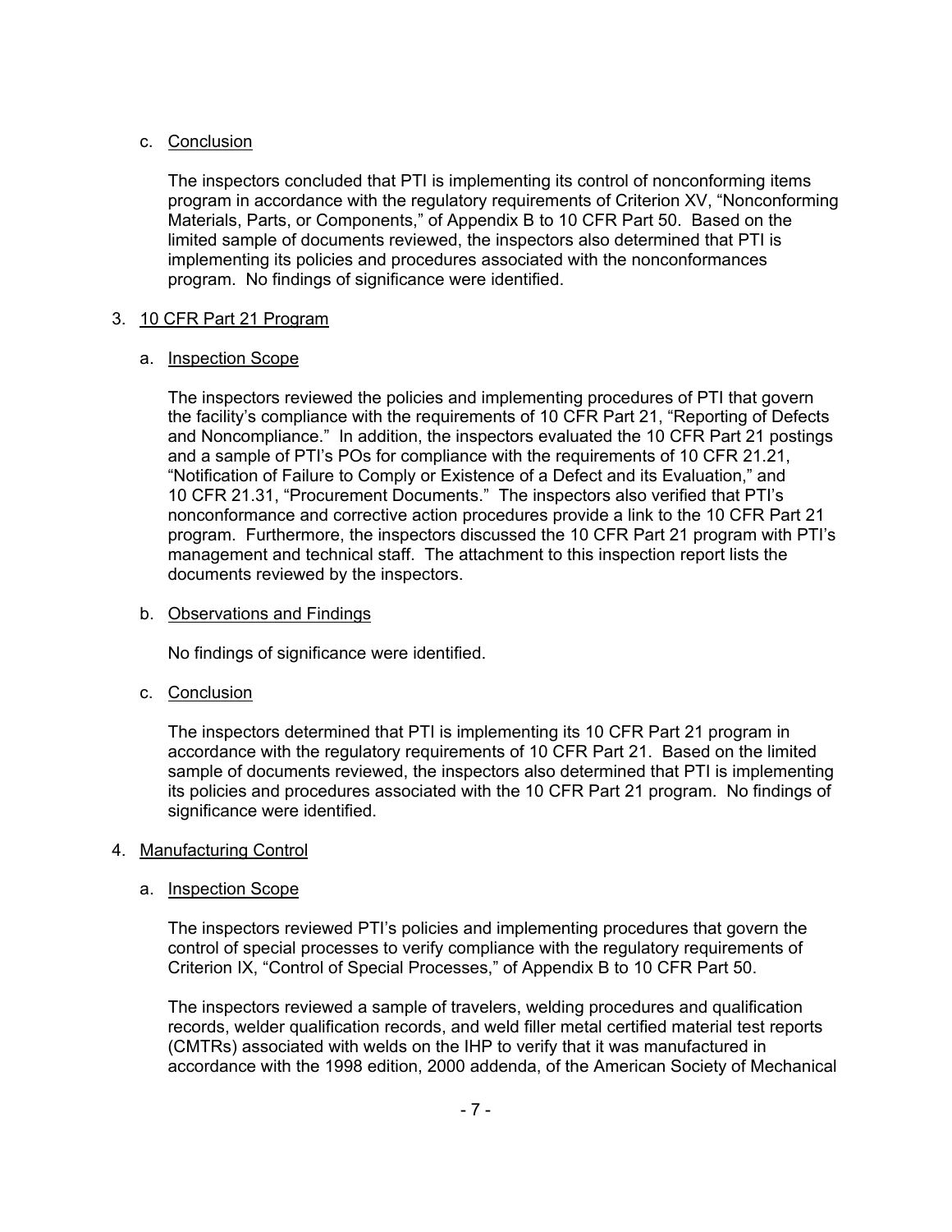c. Conclusion

The inspectors concluded that PTI is implementing its control of nonconforming items program in accordance with the regulatory requirements of Criterion XV, "Nonconforming Materials, Parts, or Components," of Appendix B to 10 CFR Part 50. Based on the limited sample of documents reviewed, the inspectors also determined that PTI is implementing its policies and procedures associated with the nonconformances program. No findings of significance were identified.

3. 10 CFR Part 21 Program

a. Inspection Scope

The inspectors reviewed the policies and implementing procedures of PTI that govern the facility's compliance with the requirements of 10 CFR Part 21, "Reporting of Defects and Noncompliance." In addition, the inspectors evaluated the 10 CFR Part 21 postings and a sample of PTI's POs for compliance with the requirements of 10 CFR 21.21, "Notification of Failure to Comply or Existence of a Defect and its Evaluation," and 10 CFR 21.31, "Procurement Documents." The inspectors also verified that PTI's nonconformance and corrective action procedures provide a link to the 10 CFR Part 21 program. Furthermore, the inspectors discussed the 10 CFR Part 21 program with PTI's management and technical staff. The attachment to this inspection report lists the documents reviewed by the inspectors.

b. Observations and Findings

No findings of significance were identified.

c. Conclusion

The inspectors determined that PTI is implementing its 10 CFR Part 21 program in accordance with the regulatory requirements of 10 CFR Part 21. Based on the limited sample of documents reviewed, the inspectors also determined that PTI is implementing its policies and procedures associated with the 10 CFR Part 21 program. No findings of significance were identified.

4. Manufacturing Control

a. Inspection Scope

The inspectors reviewed PTI's policies and implementing procedures that govern the control of special processes to verify compliance with the regulatory requirements of Criterion IX, "Control of Special Processes," of Appendix B to 10 CFR Part 50.

The inspectors reviewed a sample of travelers, welding procedures and qualification records, welder qualification records, and weld filler metal certified material test reports (CMTRs) associated with welds on the IHP to verify that it was manufactured in accordance with the 1998 edition, 2000 addenda, of the American Society of Mechanical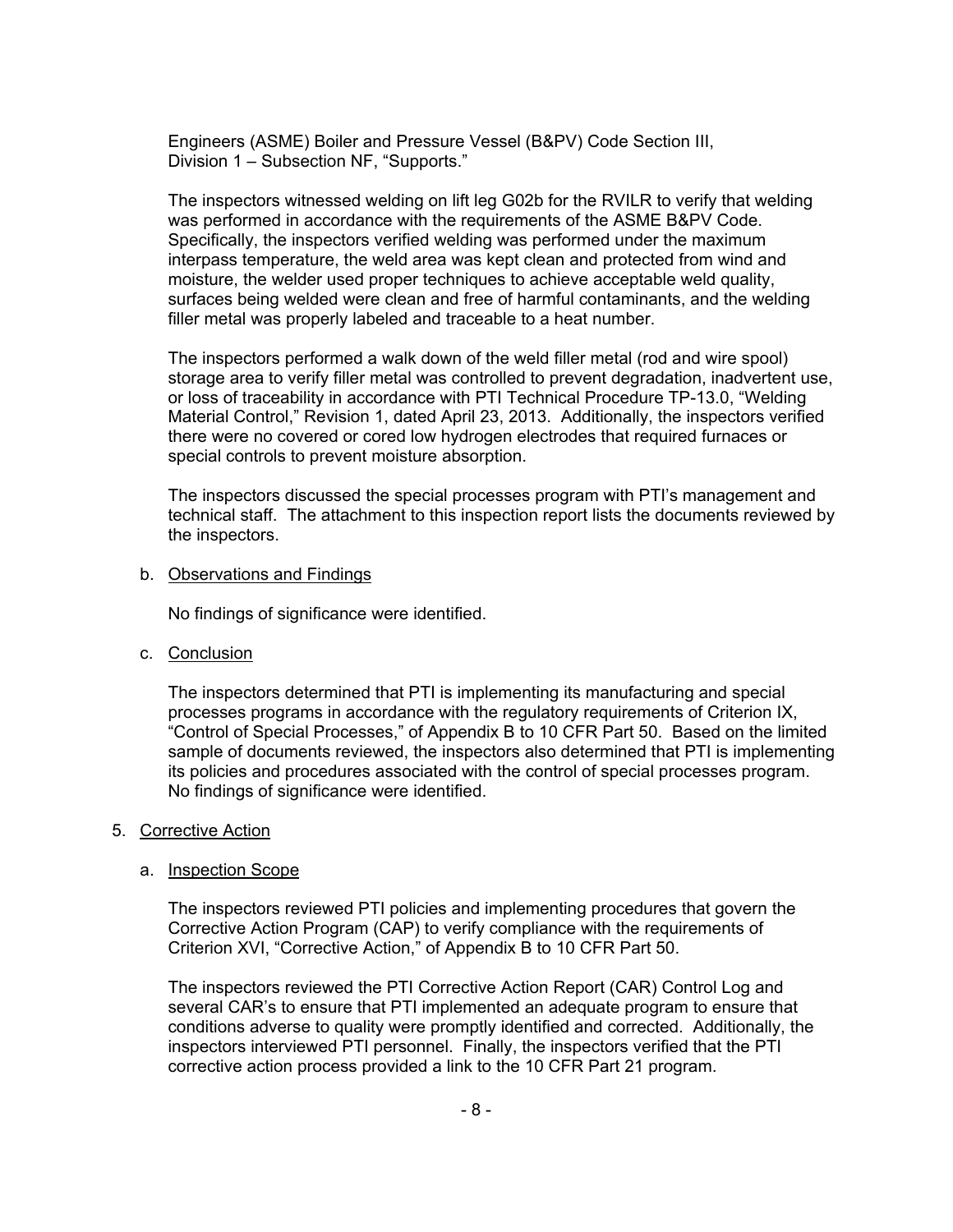Engineers (ASME) Boiler and Pressure Vessel (B&PV) Code Section III, Division 1 – Subsection NF, "Supports."

The inspectors witnessed welding on lift leg G02b for the RVILR to verify that welding was performed in accordance with the requirements of the ASME B&PV Code. Specifically, the inspectors verified welding was performed under the maximum interpass temperature, the weld area was kept clean and protected from wind and moisture, the welder used proper techniques to achieve acceptable weld quality, surfaces being welded were clean and free of harmful contaminants, and the welding filler metal was properly labeled and traceable to a heat number.

The inspectors performed a walk down of the weld filler metal (rod and wire spool) storage area to verify filler metal was controlled to prevent degradation, inadvertent use, or loss of traceability in accordance with PTI Technical Procedure TP-13.0, "Welding Material Control," Revision 1, dated April 23, 2013. Additionally, the inspectors verified there were no covered or cored low hydrogen electrodes that required furnaces or special controls to prevent moisture absorption.

The inspectors discussed the special processes program with PTI's management and technical staff. The attachment to this inspection report lists the documents reviewed by the inspectors.

b. Observations and Findings

No findings of significance were identified.

c. Conclusion

The inspectors determined that PTI is implementing its manufacturing and special processes programs in accordance with the regulatory requirements of Criterion IX, "Control of Special Processes," of Appendix B to 10 CFR Part 50. Based on the limited sample of documents reviewed, the inspectors also determined that PTI is implementing its policies and procedures associated with the control of special processes program. No findings of significance were identified.

5. Corrective Action

a. Inspection Scope

The inspectors reviewed PTI policies and implementing procedures that govern the Corrective Action Program (CAP) to verify compliance with the requirements of Criterion XVI, "Corrective Action," of Appendix B to 10 CFR Part 50.

The inspectors reviewed the PTI Corrective Action Report (CAR) Control Log and several CAR's to ensure that PTI implemented an adequate program to ensure that conditions adverse to quality were promptly identified and corrected. Additionally, the inspectors interviewed PTI personnel. Finally, the inspectors verified that the PTI corrective action process provided a link to the 10 CFR Part 21 program.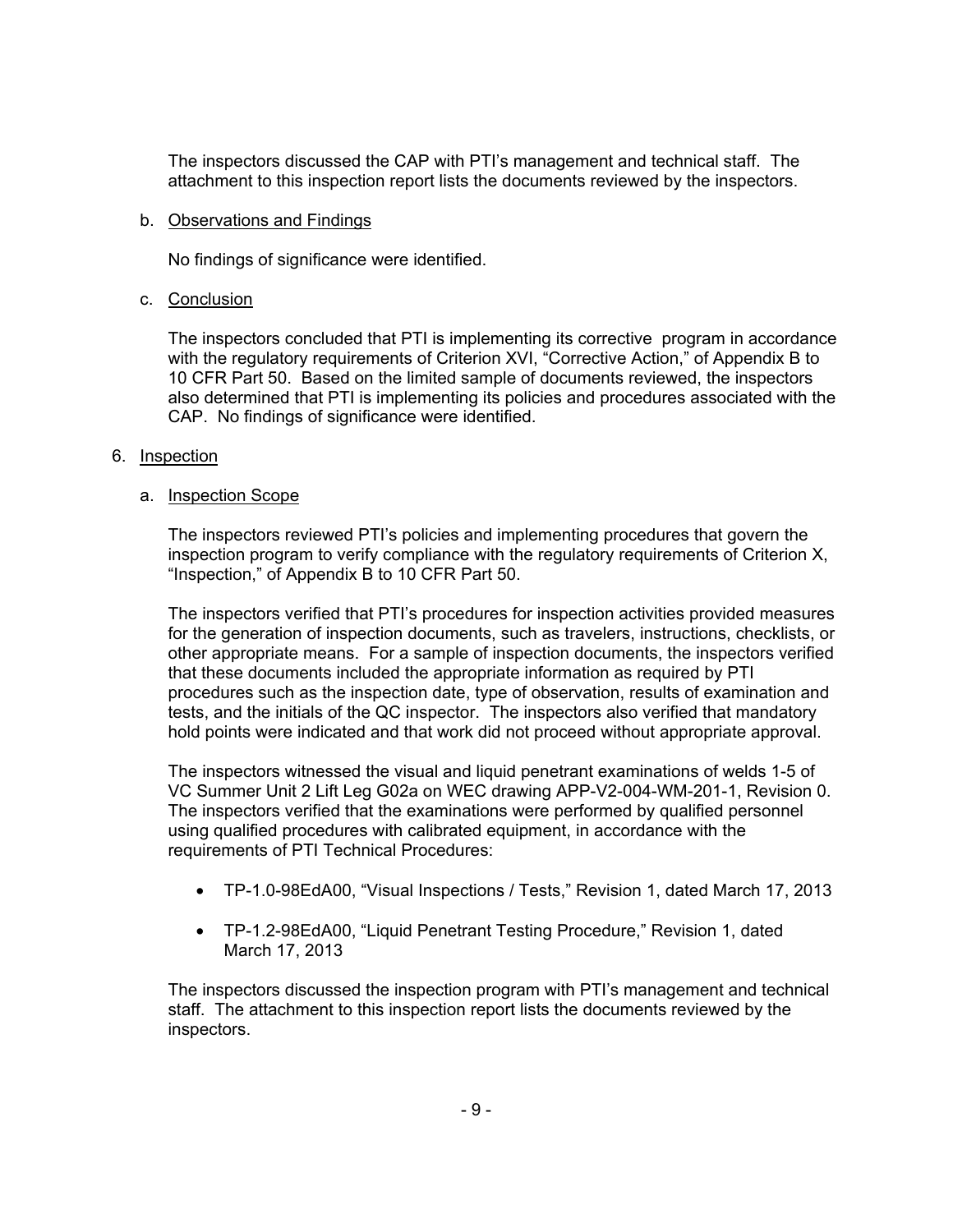The inspectors discussed the CAP with PTI's management and technical staff. The attachment to this inspection report lists the documents reviewed by the inspectors.

b. Observations and Findings

No findings of significance were identified.

c. Conclusion

The inspectors concluded that PTI is implementing its corrective program in accordance with the regulatory requirements of Criterion XVI, "Corrective Action," of Appendix B to 10 CFR Part 50. Based on the limited sample of documents reviewed, the inspectors also determined that PTI is implementing its policies and procedures associated with the CAP. No findings of significance were identified.

6. Inspection

a. Inspection Scope

The inspectors reviewed PTI's policies and implementing procedures that govern the inspection program to verify compliance with the regulatory requirements of Criterion X, "Inspection," of Appendix B to 10 CFR Part 50.

The inspectors verified that PTI's procedures for inspection activities provided measures for the generation of inspection documents, such as travelers, instructions, checklists, or other appropriate means. For a sample of inspection documents, the inspectors verified that these documents included the appropriate information as required by PTI procedures such as the inspection date, type of observation, results of examination and tests, and the initials of the QC inspector. The inspectors also verified that mandatory hold points were indicated and that work did not proceed without appropriate approval.

The inspectors witnessed the visual and liquid penetrant examinations of welds 1-5 of VC Summer Unit 2 Lift Leg G02a on WEC drawing APP-V2-004-WM-201-1, Revision 0. The inspectors verified that the examinations were performed by qualified personnel using qualified procedures with calibrated equipment, in accordance with the requirements of PTI Technical Procedures:

- TP-1.0-98EdA00, "Visual Inspections / Tests," Revision 1, dated March 17, 2013
- TP-1.2-98EdA00, "Liquid Penetrant Testing Procedure," Revision 1, dated March 17, 2013

The inspectors discussed the inspection program with PTI's management and technical staff. The attachment to this inspection report lists the documents reviewed by the inspectors.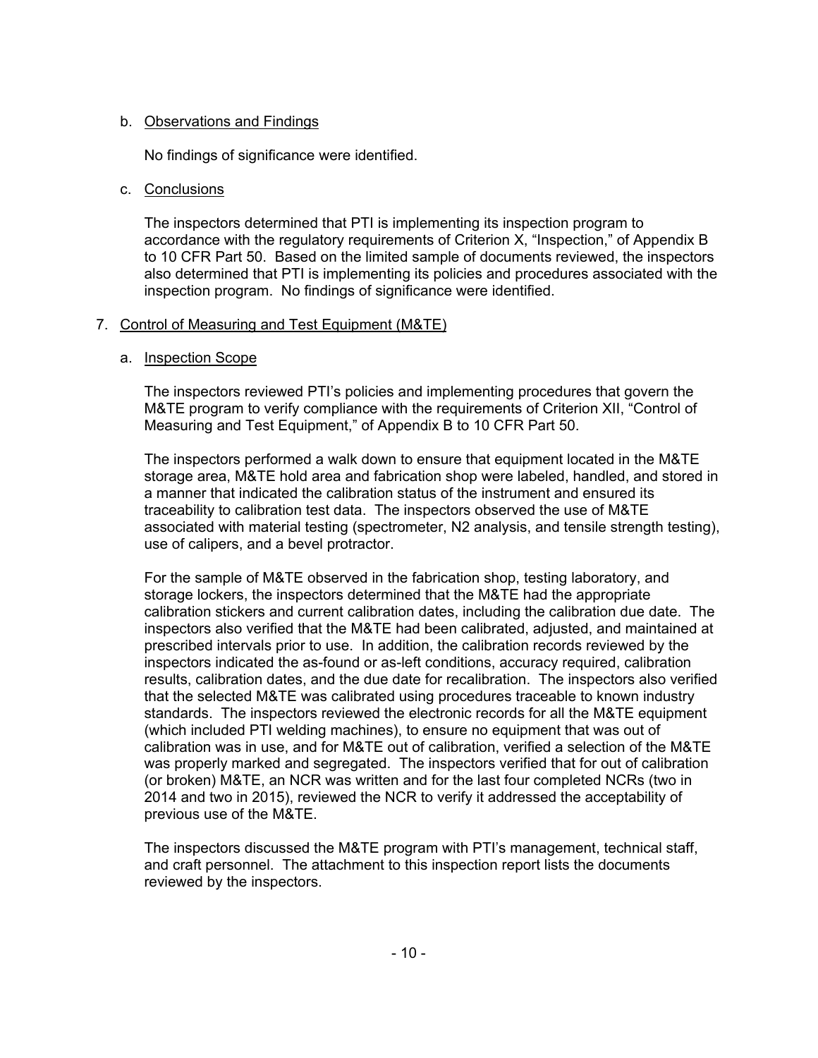b. Observations and Findings

No findings of significance were identified.

c. Conclusions

The inspectors determined that PTI is implementing its inspection program to accordance with the regulatory requirements of Criterion X, "Inspection," of Appendix B to 10 CFR Part 50. Based on the limited sample of documents reviewed, the inspectors also determined that PTI is implementing its policies and procedures associated with the inspection program. No findings of significance were identified.

7. Control of Measuring and Test Equipment (M&TE)

a. Inspection Scope

The inspectors reviewed PTI's policies and implementing procedures that govern the M&TE program to verify compliance with the requirements of Criterion XII, "Control of Measuring and Test Equipment," of Appendix B to 10 CFR Part 50.

The inspectors performed a walk down to ensure that equipment located in the M&TE storage area, M&TE hold area and fabrication shop were labeled, handled, and stored in a manner that indicated the calibration status of the instrument and ensured its traceability to calibration test data. The inspectors observed the use of M&TE associated with material testing (spectrometer, N2 analysis, and tensile strength testing), use of calipers, and a bevel protractor.

For the sample of M&TE observed in the fabrication shop, testing laboratory, and storage lockers, the inspectors determined that the M&TE had the appropriate calibration stickers and current calibration dates, including the calibration due date. The inspectors also verified that the M&TE had been calibrated, adjusted, and maintained at prescribed intervals prior to use. In addition, the calibration records reviewed by the inspectors indicated the as-found or as-left conditions, accuracy required, calibration results, calibration dates, and the due date for recalibration. The inspectors also verified that the selected M&TE was calibrated using procedures traceable to known industry standards. The inspectors reviewed the electronic records for all the M&TE equipment (which included PTI welding machines), to ensure no equipment that was out of calibration was in use, and for M&TE out of calibration, verified a selection of the M&TE was properly marked and segregated. The inspectors verified that for out of calibration (or broken) M&TE, an NCR was written and for the last four completed NCRs (two in 2014 and two in 2015), reviewed the NCR to verify it addressed the acceptability of previous use of the M&TE.

The inspectors discussed the M&TE program with PTI's management, technical staff, and craft personnel. The attachment to this inspection report lists the documents reviewed by the inspectors.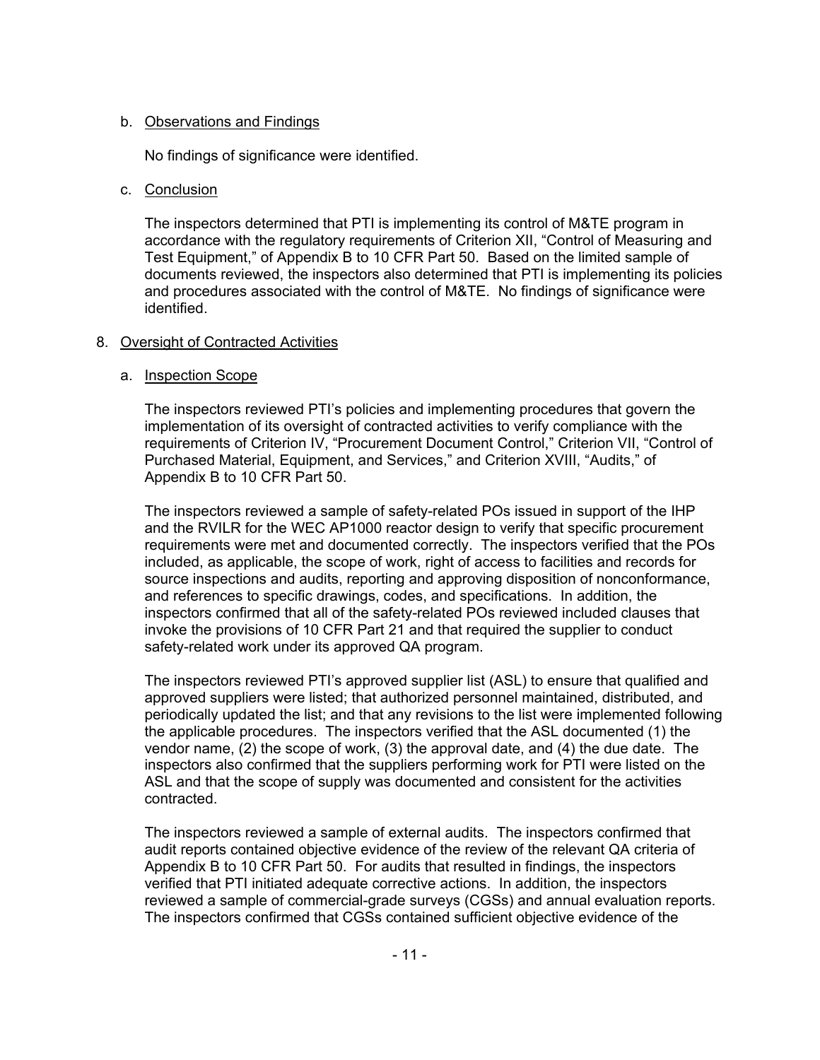b. Observations and Findings

No findings of significance were identified.

c. Conclusion

The inspectors determined that PTI is implementing its control of M&TE program in accordance with the regulatory requirements of Criterion XII, "Control of Measuring and Test Equipment," of Appendix B to 10 CFR Part 50. Based on the limited sample of documents reviewed, the inspectors also determined that PTI is implementing its policies and procedures associated with the control of M&TE. No findings of significance were identified.

8. Oversight of Contracted Activities

a. Inspection Scope

The inspectors reviewed PTI's policies and implementing procedures that govern the implementation of its oversight of contracted activities to verify compliance with the requirements of Criterion IV, "Procurement Document Control," Criterion VII, "Control of Purchased Material, Equipment, and Services," and Criterion XVIII, "Audits," of Appendix B to 10 CFR Part 50.

The inspectors reviewed a sample of safety-related POs issued in support of the IHP and the RVILR for the WEC AP1000 reactor design to verify that specific procurement requirements were met and documented correctly. The inspectors verified that the POs included, as applicable, the scope of work, right of access to facilities and records for source inspections and audits, reporting and approving disposition of nonconformance, and references to specific drawings, codes, and specifications. In addition, the inspectors confirmed that all of the safety-related POs reviewed included clauses that invoke the provisions of 10 CFR Part 21 and that required the supplier to conduct safety-related work under its approved QA program.

The inspectors reviewed PTI's approved supplier list (ASL) to ensure that qualified and approved suppliers were listed; that authorized personnel maintained, distributed, and periodically updated the list; and that any revisions to the list were implemented following the applicable procedures. The inspectors verified that the ASL documented (1) the vendor name, (2) the scope of work, (3) the approval date, and (4) the due date. The inspectors also confirmed that the suppliers performing work for PTI were listed on the ASL and that the scope of supply was documented and consistent for the activities contracted.

The inspectors reviewed a sample of external audits. The inspectors confirmed that audit reports contained objective evidence of the review of the relevant QA criteria of Appendix B to 10 CFR Part 50. For audits that resulted in findings, the inspectors verified that PTI initiated adequate corrective actions. In addition, the inspectors reviewed a sample of commercial-grade surveys (CGSs) and annual evaluation reports. The inspectors confirmed that CGSs contained sufficient objective evidence of the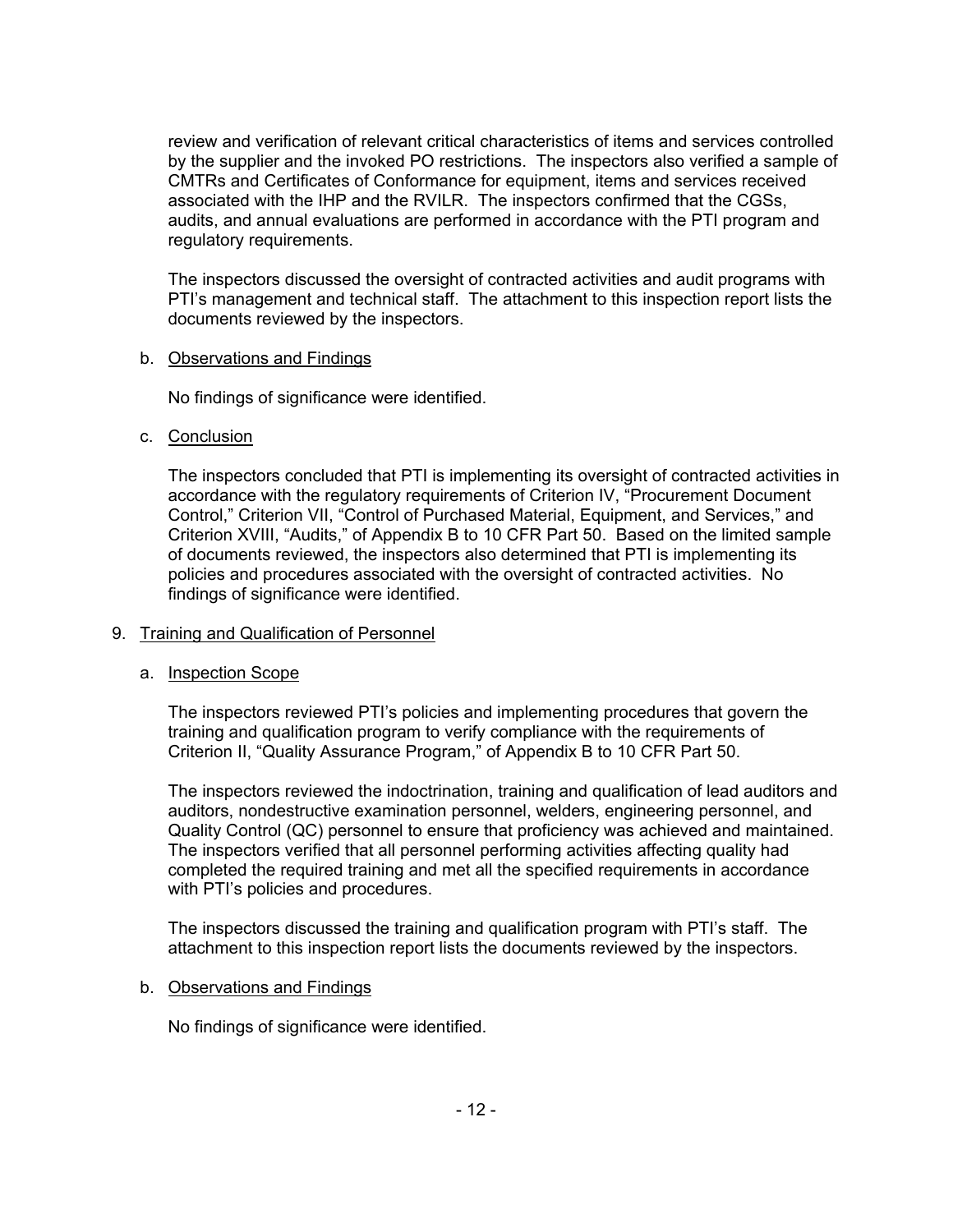review and verification of relevant critical characteristics of items and services controlled by the supplier and the invoked PO restrictions. The inspectors also verified a sample of CMTRs and Certificates of Conformance for equipment, items and services received associated with the IHP and the RVILR. The inspectors confirmed that the CGSs, audits, and annual evaluations are performed in accordance with the PTI program and regulatory requirements.

The inspectors discussed the oversight of contracted activities and audit programs with PTI's management and technical staff. The attachment to this inspection report lists the documents reviewed by the inspectors.

b. Observations and Findings

No findings of significance were identified.

c. Conclusion

The inspectors concluded that PTI is implementing its oversight of contracted activities in accordance with the regulatory requirements of Criterion IV, "Procurement Document Control," Criterion VII, "Control of Purchased Material, Equipment, and Services," and Criterion XVIII, "Audits," of Appendix B to 10 CFR Part 50. Based on the limited sample of documents reviewed, the inspectors also determined that PTI is implementing its policies and procedures associated with the oversight of contracted activities. No findings of significance were identified.

9. Training and Qualification of Personnel

a. Inspection Scope

The inspectors reviewed PTI's policies and implementing procedures that govern the training and qualification program to verify compliance with the requirements of Criterion II, "Quality Assurance Program," of Appendix B to 10 CFR Part 50.

The inspectors reviewed the indoctrination, training and qualification of lead auditors and auditors, nondestructive examination personnel, welders, engineering personnel, and Quality Control (QC) personnel to ensure that proficiency was achieved and maintained. The inspectors verified that all personnel performing activities affecting quality had completed the required training and met all the specified requirements in accordance with PTI's policies and procedures.

The inspectors discussed the training and qualification program with PTI's staff. The attachment to this inspection report lists the documents reviewed by the inspectors.

b. Observations and Findings

No findings of significance were identified.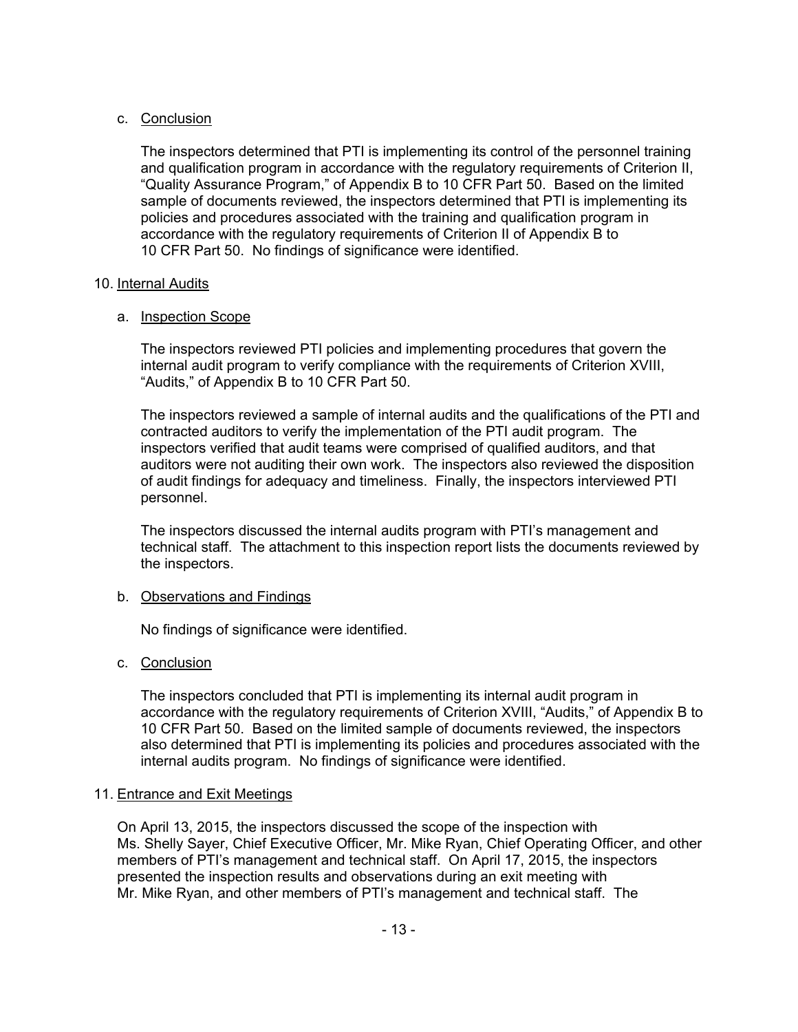c. Conclusion

The inspectors determined that PTI is implementing its control of the personnel training and qualification program in accordance with the regulatory requirements of Criterion II, "Quality Assurance Program," of Appendix B to 10 CFR Part 50. Based on the limited sample of documents reviewed, the inspectors determined that PTI is implementing its policies and procedures associated with the training and qualification program in accordance with the regulatory requirements of Criterion II of Appendix B to 10 CFR Part 50. No findings of significance were identified.

10. Internal Audits

a. Inspection Scope

The inspectors reviewed PTI policies and implementing procedures that govern the internal audit program to verify compliance with the requirements of Criterion XVIII, "Audits," of Appendix B to 10 CFR Part 50.

The inspectors reviewed a sample of internal audits and the qualifications of the PTI and contracted auditors to verify the implementation of the PTI audit program. The inspectors verified that audit teams were comprised of qualified auditors, and that auditors were not auditing their own work. The inspectors also reviewed the disposition of audit findings for adequacy and timeliness. Finally, the inspectors interviewed PTI personnel.

The inspectors discussed the internal audits program with PTI's management and technical staff. The attachment to this inspection report lists the documents reviewed by the inspectors.

b. Observations and Findings

No findings of significance were identified.

c. Conclusion

The inspectors concluded that PTI is implementing its internal audit program in accordance with the regulatory requirements of Criterion XVIII, "Audits," of Appendix B to 10 CFR Part 50. Based on the limited sample of documents reviewed, the inspectors also determined that PTI is implementing its policies and procedures associated with the internal audits program. No findings of significance were identified.

11. Entrance and Exit Meetings

On April 13, 2015, the inspectors discussed the scope of the inspection with Ms. Shelly Sayer, Chief Executive Officer, Mr. Mike Ryan, Chief Operating Officer, and other members of PTI's management and technical staff. On April 17, 2015, the inspectors presented the inspection results and observations during an exit meeting with Mr. Mike Ryan, and other members of PTI's management and technical staff. The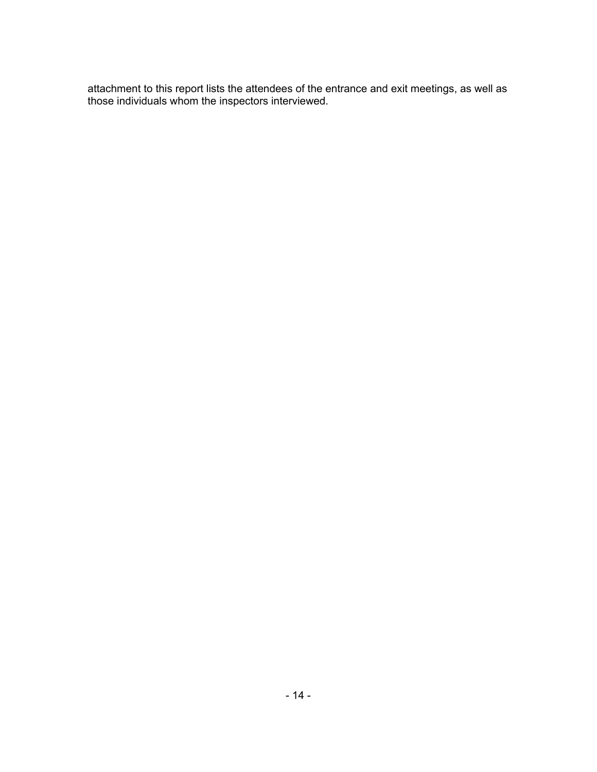attachment to this report lists the attendees of the entrance and exit meetings, as well as those individuals whom the inspectors interviewed.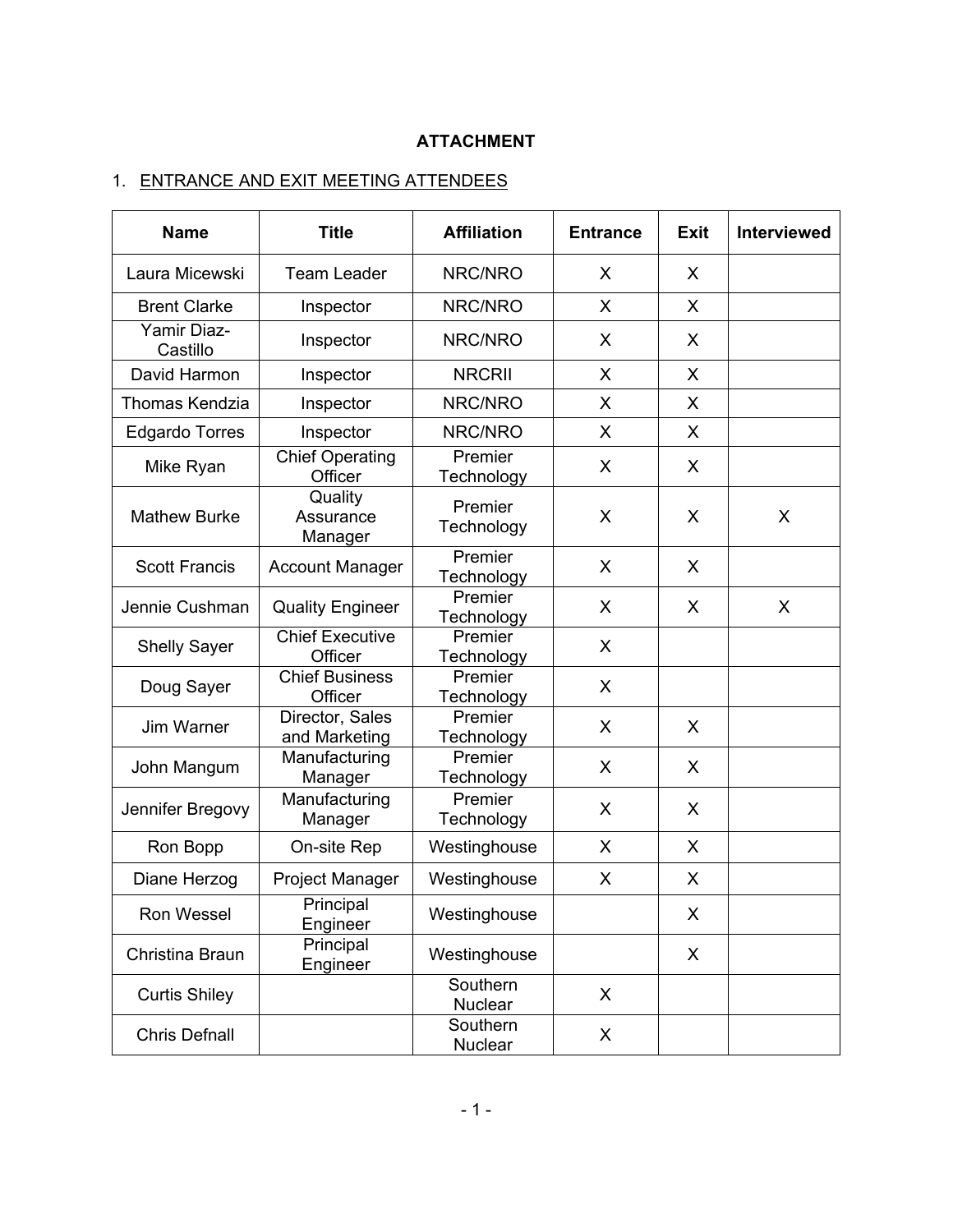**ATTACHMENT**

1. ENTRANCE AND EXIT MEETING ATTENDEES

| Name | Title | Affiliation | Entrance | Exit | Interviewed |
|---|---|---|---|---|---|
| Laura Micewski | Team Leader | NRC/NRO | X | X | |
| Brent Clarke | Inspector | NRC/NRO | X | X | |
| Yamir Diaz-Castillo | Inspector | NRC/NRO | X | X | |
| David Harmon | Inspector | NRCRII | X | X | |
| Thomas Kendzia | Inspector | NRC/NRO | X | X | |
| Edgardo Torres | Inspector | NRC/NRO | X | X | |
| Mike Ryan | Chief Operating Officer | Premier Technology | X | X | |
| Mathew Burke | Quality Assurance Manager | Premier Technology | X | X | X |
| Scott Francis | Account Manager | Premier Technology | X | X | |
| Jennie Cushman | Quality Engineer | Premier Technology | X | X | X |
| Shelly Sayer | Chief Executive Officer | Premier Technology | X | | |
| Doug Sayer | Chief Business Officer | Premier Technology | X | | |
| Jim Warner | Director, Sales and Marketing | Premier Technology | X | X | |
| John Mangum | Manufacturing Manager | Premier Technology | X | X | |
| Jennifer Bregovy | Manufacturing Manager | Premier Technology | X | X | |
| Ron Bopp | On-site Rep | Westinghouse | X | X | |
| Diane Herzog | Project Manager | Westinghouse | X | X | |
| Ron Wessel | Principal Engineer | Westinghouse | | X | |
| Christina Braun | Principal Engineer | Westinghouse | | X | |
| Curtis Shiley | | Southern Nuclear | X | | |
| Chris Defnall | | Southern Nuclear | X | | |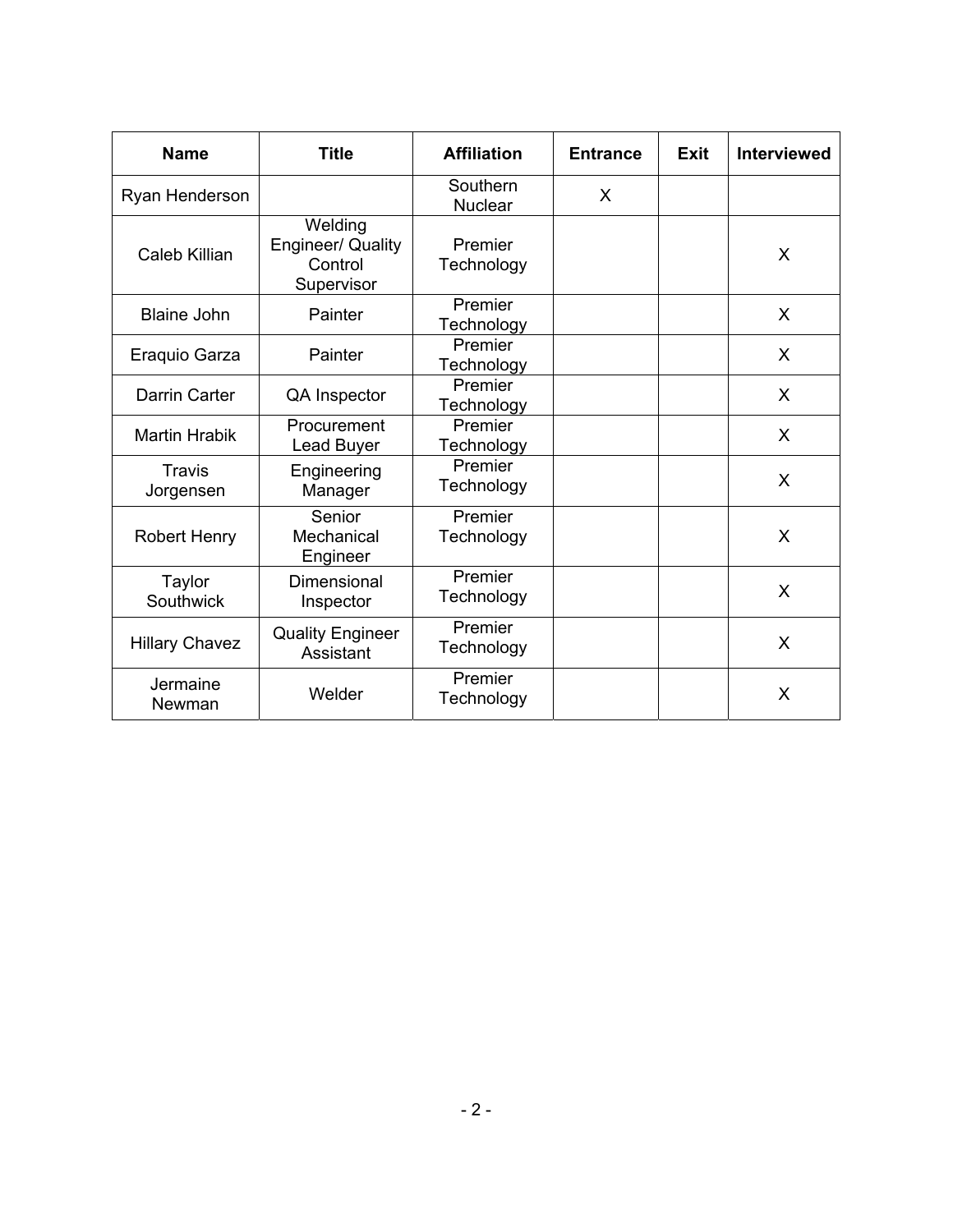| Name | Title | Affiliation | Entrance | Exit | Interviewed |
|---|---|---|---|---|---|
| Ryan Henderson | | Southern Nuclear | X | | |
| Caleb Killian | Welding Engineer/ Quality Control Supervisor | Premier Technology | | | X |
| Blaine John | Painter | Premier Technology | | | X |
| Eraquio Garza | Painter | Premier Technology | | | X |
| Darrin Carter | QA Inspector | Premier Technology | | | X |
| Martin Hrabik | Procurement Lead Buyer | Premier Technology | | | X |
| Travis Jorgensen | Engineering Manager | Premier Technology | | | X |
| Robert Henry | Senior Mechanical Engineer | Premier Technology | | | X |
| Taylor Southwick | Dimensional Inspector | Premier Technology | | | X |
| Hillary Chavez | Quality Engineer Assistant | Premier Technology | | | X |
| Jermaine Newman | Welder | Premier Technology | | | X |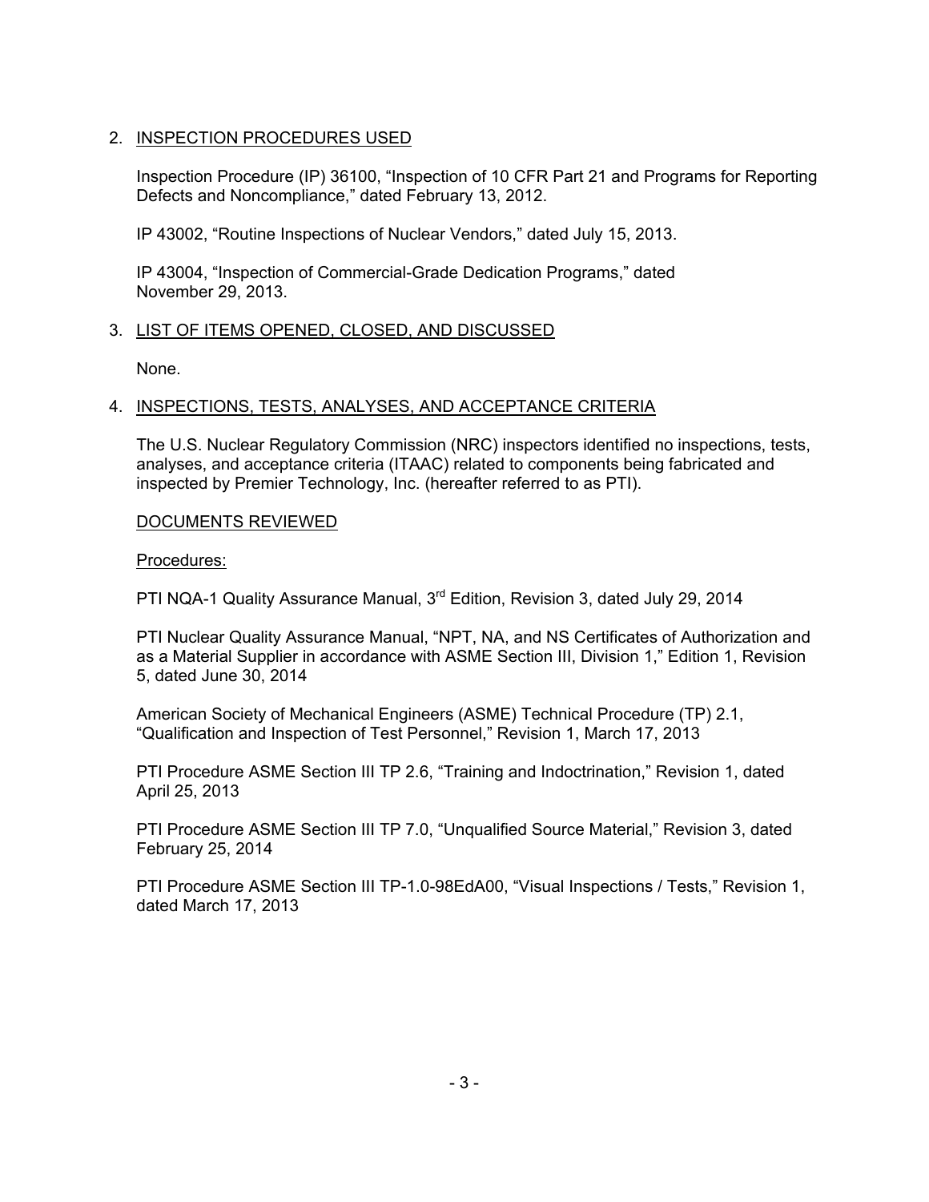## 2. INSPECTION PROCEDURES USED

Inspection Procedure (IP) 36100, "Inspection of 10 CFR Part 21 and Programs for Reporting Defects and Noncompliance," dated February 13, 2012.

IP 43002, "Routine Inspections of Nuclear Vendors," dated July 15, 2013.

IP 43004, "Inspection of Commercial-Grade Dedication Programs," dated November 29, 2013.

## 3. LIST OF ITEMS OPENED, CLOSED, AND DISCUSSED

None.

## 4. INSPECTIONS, TESTS, ANALYSES, AND ACCEPTANCE CRITERIA

The U.S. Nuclear Regulatory Commission (NRC) inspectors identified no inspections, tests, analyses, and acceptance criteria (ITAAC) related to components being fabricated and inspected by Premier Technology, Inc. (hereafter referred to as PTI).

## DOCUMENTS REVIEWED

### Procedures:

PTI NQA-1 Quality Assurance Manual, 3rd Edition, Revision 3, dated July 29, 2014

PTI Nuclear Quality Assurance Manual, "NPT, NA, and NS Certificates of Authorization and as a Material Supplier in accordance with ASME Section III, Division 1," Edition 1, Revision 5, dated June 30, 2014

American Society of Mechanical Engineers (ASME) Technical Procedure (TP) 2.1, "Qualification and Inspection of Test Personnel," Revision 1, March 17, 2013

PTI Procedure ASME Section III TP 2.6, "Training and Indoctrination," Revision 1, dated April 25, 2013

PTI Procedure ASME Section III TP 7.0, "Unqualified Source Material," Revision 3, dated February 25, 2014

PTI Procedure ASME Section III TP-1.0-98EdA00, "Visual Inspections / Tests," Revision 1, dated March 17, 2013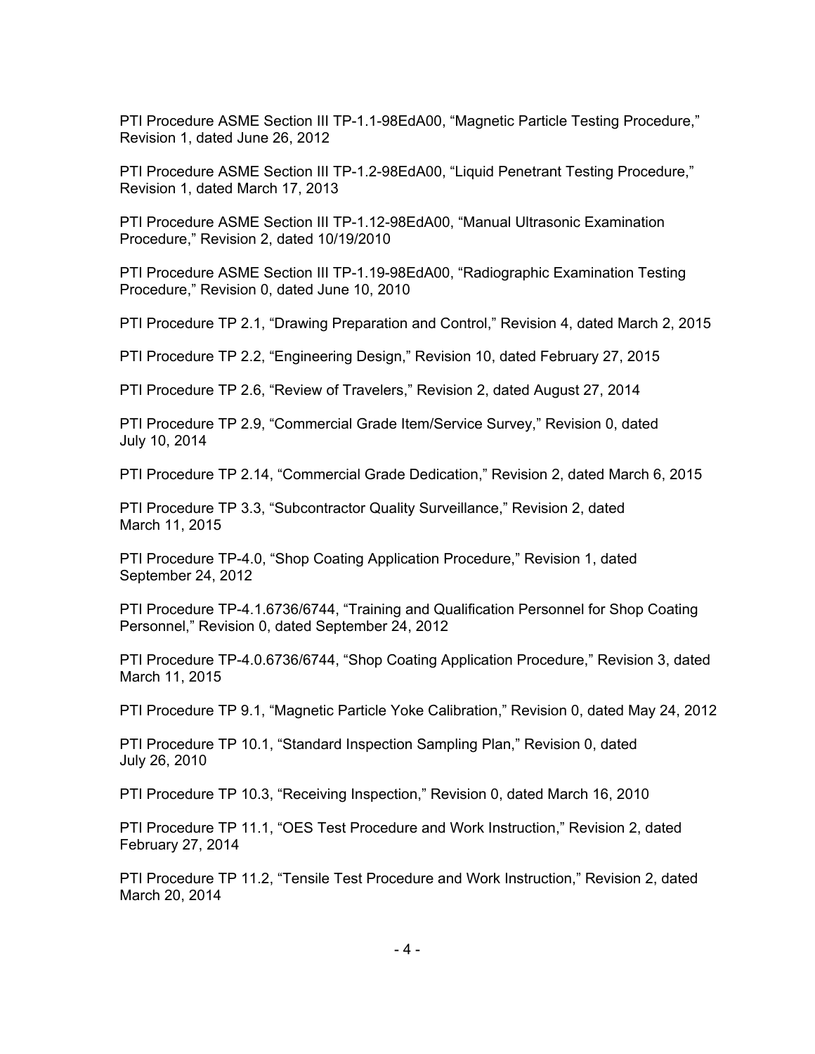PTI Procedure ASME Section III TP-1.1-98EdA00, "Magnetic Particle Testing Procedure," Revision 1, dated June 26, 2012

PTI Procedure ASME Section III TP-1.2-98EdA00, "Liquid Penetrant Testing Procedure," Revision 1, dated March 17, 2013

PTI Procedure ASME Section III TP-1.12-98EdA00, "Manual Ultrasonic Examination Procedure," Revision 2, dated 10/19/2010

PTI Procedure ASME Section III TP-1.19-98EdA00, "Radiographic Examination Testing Procedure," Revision 0, dated June 10, 2010

PTI Procedure TP 2.1, "Drawing Preparation and Control," Revision 4, dated March 2, 2015

PTI Procedure TP 2.2, "Engineering Design," Revision 10, dated February 27, 2015

PTI Procedure TP 2.6, "Review of Travelers," Revision 2, dated August 27, 2014

PTI Procedure TP 2.9, "Commercial Grade Item/Service Survey," Revision 0, dated July 10, 2014

PTI Procedure TP 2.14, "Commercial Grade Dedication," Revision 2, dated March 6, 2015

PTI Procedure TP 3.3, "Subcontractor Quality Surveillance," Revision 2, dated March 11, 2015

PTI Procedure TP-4.0, "Shop Coating Application Procedure," Revision 1, dated September 24, 2012

PTI Procedure TP-4.1.6736/6744, "Training and Qualification Personnel for Shop Coating Personnel," Revision 0, dated September 24, 2012

PTI Procedure TP-4.0.6736/6744, "Shop Coating Application Procedure," Revision 3, dated March 11, 2015

PTI Procedure TP 9.1, "Magnetic Particle Yoke Calibration," Revision 0, dated May 24, 2012

PTI Procedure TP 10.1, "Standard Inspection Sampling Plan," Revision 0, dated July 26, 2010

PTI Procedure TP 10.3, "Receiving Inspection," Revision 0, dated March 16, 2010

PTI Procedure TP 11.1, "OES Test Procedure and Work Instruction," Revision 2, dated February 27, 2014

PTI Procedure TP 11.2, "Tensile Test Procedure and Work Instruction," Revision 2, dated March 20, 2014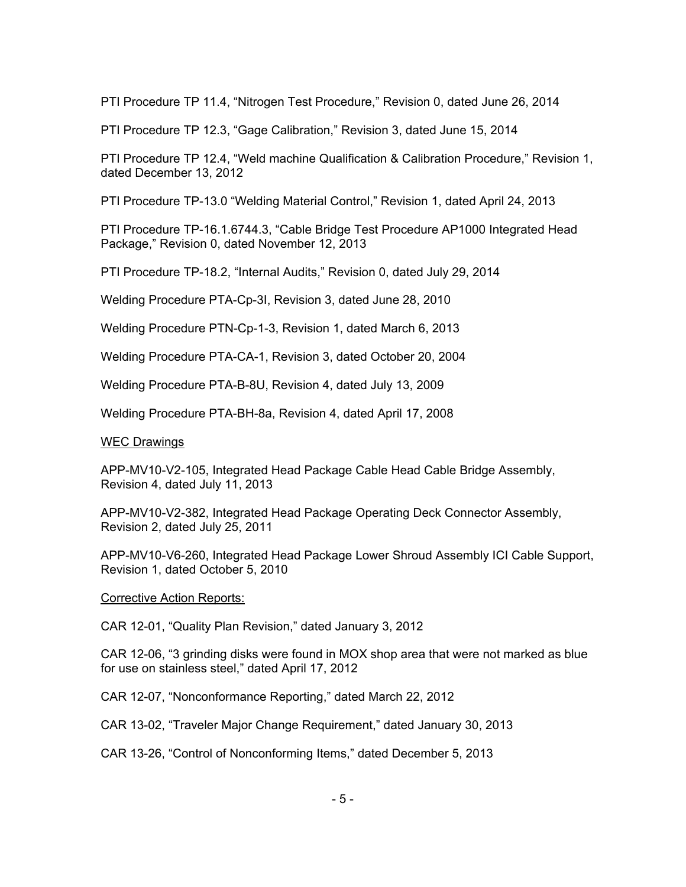PTI Procedure TP 11.4, “Nitrogen Test Procedure,” Revision 0, dated June 26, 2014

PTI Procedure TP 12.3, “Gage Calibration,” Revision 3, dated June 15, 2014

PTI Procedure TP 12.4, “Weld machine Qualification & Calibration Procedure,” Revision 1, dated December 13, 2012

PTI Procedure TP-13.0 “Welding Material Control,” Revision 1, dated April 24, 2013

PTI Procedure TP-16.1.6744.3, “Cable Bridge Test Procedure AP1000 Integrated Head Package,” Revision 0, dated November 12, 2013

PTI Procedure TP-18.2, “Internal Audits,” Revision 0, dated July 29, 2014

Welding Procedure PTA-Cp-3I, Revision 3, dated June 28, 2010

Welding Procedure PTN-Cp-1-3, Revision 1, dated March 6, 2013

Welding Procedure PTA-CA-1, Revision 3, dated October 20, 2004

Welding Procedure PTA-B-8U, Revision 4, dated July 13, 2009

Welding Procedure PTA-BH-8a, Revision 4, dated April 17, 2008

WEC Drawings

APP-MV10-V2-105, Integrated Head Package Cable Head Cable Bridge Assembly, Revision 4, dated July 11, 2013

APP-MV10-V2-382, Integrated Head Package Operating Deck Connector Assembly, Revision 2, dated July 25, 2011

APP-MV10-V6-260, Integrated Head Package Lower Shroud Assembly ICI Cable Support, Revision 1, dated October 5, 2010

Corrective Action Reports:

CAR 12-01, “Quality Plan Revision,” dated January 3, 2012

CAR 12-06, “3 grinding disks were found in MOX shop area that were not marked as blue for use on stainless steel,” dated April 17, 2012

CAR 12-07, “Nonconformance Reporting,” dated March 22, 2012

CAR 13-02, “Traveler Major Change Requirement,” dated January 30, 2013

CAR 13-26, “Control of Nonconforming Items,” dated December 5, 2013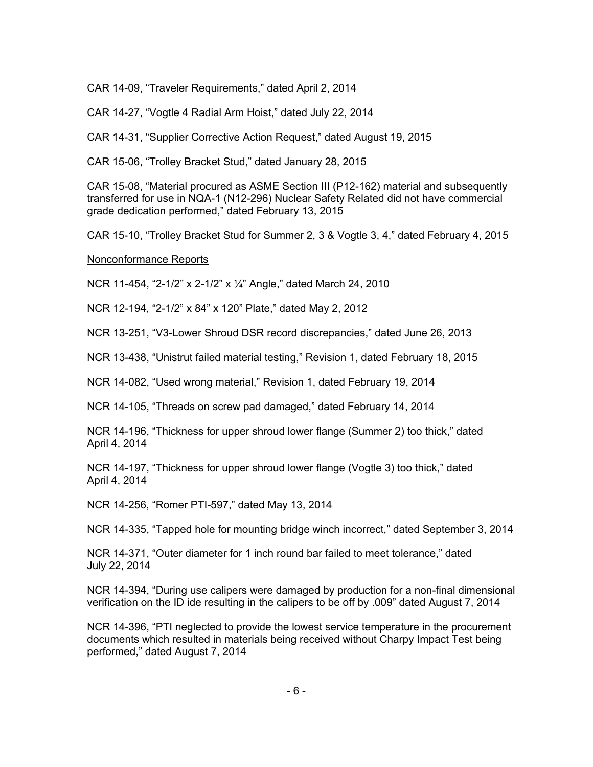CAR 14-09, “Traveler Requirements,” dated April 2, 2014

CAR 14-27, “Vogtle 4 Radial Arm Hoist,” dated July 22, 2014

CAR 14-31, “Supplier Corrective Action Request,” dated August 19, 2015

CAR 15-06, “Trolley Bracket Stud,” dated January 28, 2015

CAR 15-08, “Material procured as ASME Section III (P12-162) material and subsequently transferred for use in NQA-1 (N12-296) Nuclear Safety Related did not have commercial grade dedication performed,” dated February 13, 2015

CAR 15-10, “Trolley Bracket Stud for Summer 2, 3 & Vogtle 3, 4,” dated February 4, 2015

Nonconformance Reports

NCR 11-454, “2-1/2” x 2-1/2” x ¼” Angle,” dated March 24, 2010

NCR 12-194, “2-1/2” x 84” x 120” Plate,” dated May 2, 2012

NCR 13-251, “V3-Lower Shroud DSR record discrepancies,” dated June 26, 2013

NCR 13-438, “Unistrut failed material testing,” Revision 1, dated February 18, 2015

NCR 14-082, “Used wrong material,” Revision 1, dated February 19, 2014

NCR 14-105, “Threads on screw pad damaged,” dated February 14, 2014

NCR 14-196, “Thickness for upper shroud lower flange (Summer 2) too thick,” dated April 4, 2014

NCR 14-197, “Thickness for upper shroud lower flange (Vogtle 3) too thick,” dated April 4, 2014

NCR 14-256, “Romer PTI-597,” dated May 13, 2014

NCR 14-335, “Tapped hole for mounting bridge winch incorrect,” dated September 3, 2014

NCR 14-371, “Outer diameter for 1 inch round bar failed to meet tolerance,” dated July 22, 2014

NCR 14-394, “During use calipers were damaged by production for a non-final dimensional verification on the ID ide resulting in the calipers to be off by .009” dated August 7, 2014

NCR 14-396, “PTI neglected to provide the lowest service temperature in the procurement documents which resulted in materials being received without Charpy Impact Test being performed,” dated August 7, 2014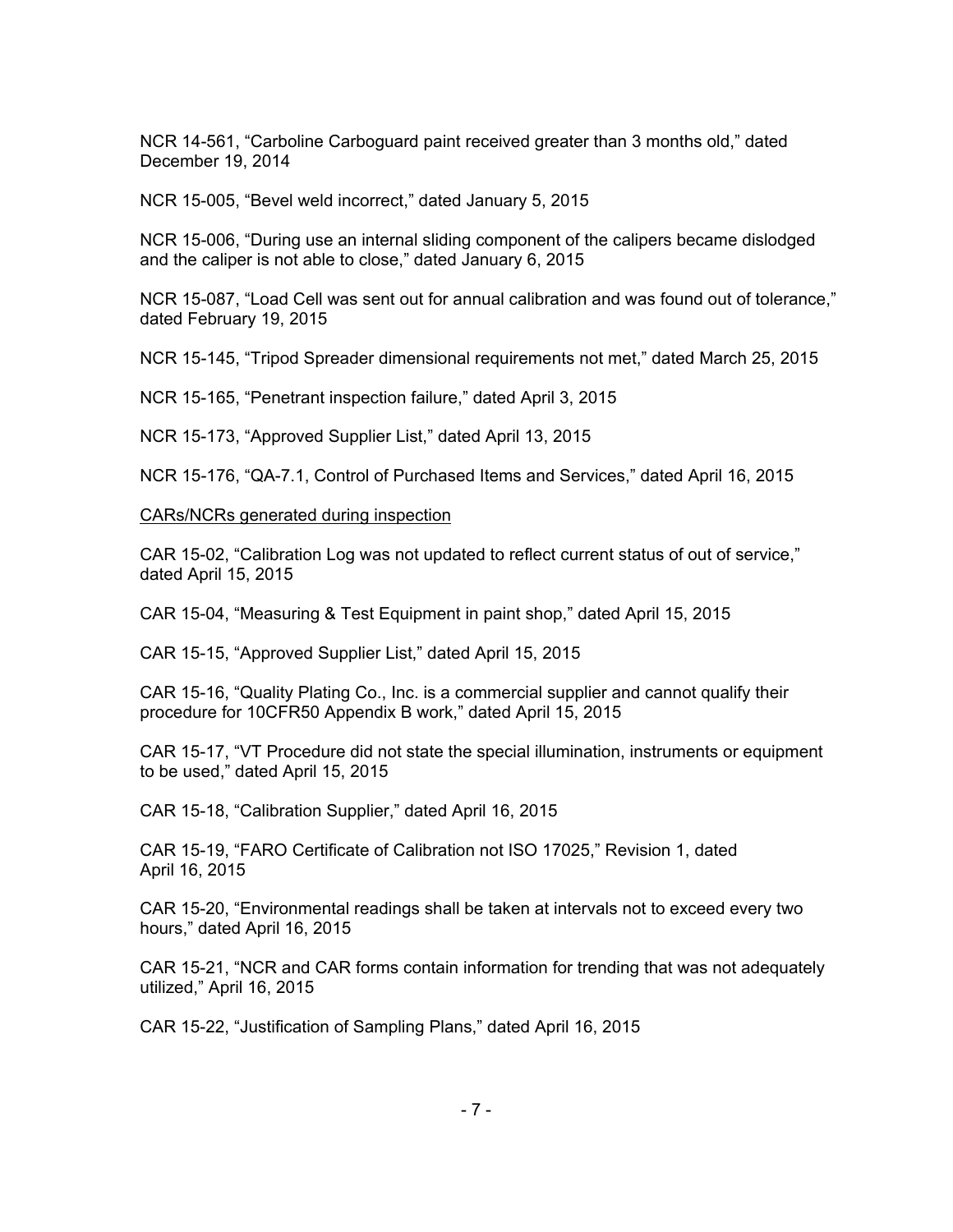NCR 14-561, "Carboline Carboguard paint received greater than 3 months old," dated December 19, 2014

NCR 15-005, "Bevel weld incorrect," dated January 5, 2015

NCR 15-006, "During use an internal sliding component of the calipers became dislodged and the caliper is not able to close," dated January 6, 2015

NCR 15-087, "Load Cell was sent out for annual calibration and was found out of tolerance," dated February 19, 2015

NCR 15-145, "Tripod Spreader dimensional requirements not met," dated March 25, 2015

NCR 15-165, "Penetrant inspection failure," dated April 3, 2015

NCR 15-173, "Approved Supplier List," dated April 13, 2015

NCR 15-176, "QA-7.1, Control of Purchased Items and Services," dated April 16, 2015

CARs/NCRs generated during inspection

CAR 15-02, "Calibration Log was not updated to reflect current status of out of service," dated April 15, 2015

CAR 15-04, "Measuring & Test Equipment in paint shop," dated April 15, 2015

CAR 15-15, "Approved Supplier List," dated April 15, 2015

CAR 15-16, "Quality Plating Co., Inc. is a commercial supplier and cannot qualify their procedure for 10CFR50 Appendix B work," dated April 15, 2015

CAR 15-17, "VT Procedure did not state the special illumination, instruments or equipment to be used," dated April 15, 2015

CAR 15-18, "Calibration Supplier," dated April 16, 2015

CAR 15-19, "FARO Certificate of Calibration not ISO 17025," Revision 1, dated April 16, 2015

CAR 15-20, "Environmental readings shall be taken at intervals not to exceed every two hours," dated April 16, 2015

CAR 15-21, "NCR and CAR forms contain information for trending that was not adequately utilized," April 16, 2015

CAR 15-22, "Justification of Sampling Plans," dated April 16, 2015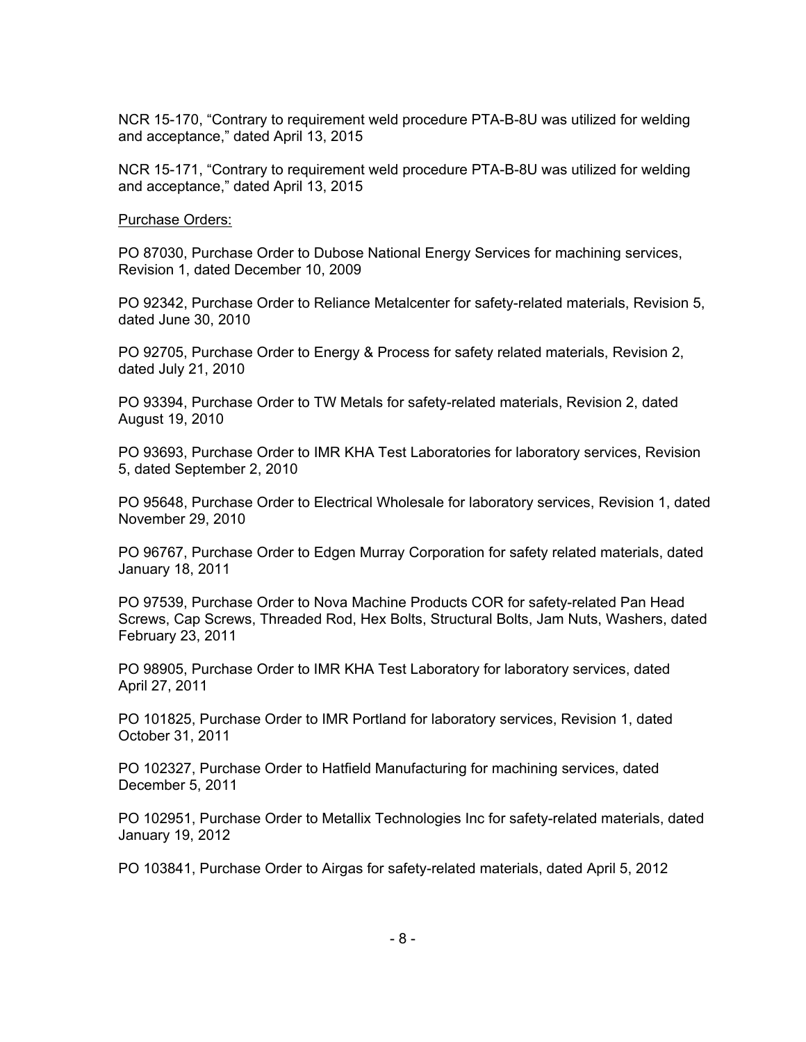NCR 15-170, “Contrary to requirement weld procedure PTA-B-8U was utilized for welding and acceptance,” dated April 13, 2015

NCR 15-171, “Contrary to requirement weld procedure PTA-B-8U was utilized for welding and acceptance,” dated April 13, 2015

Purchase Orders:

PO 87030, Purchase Order to Dubose National Energy Services for machining services, Revision 1, dated December 10, 2009

PO 92342, Purchase Order to Reliance Metalcenter for safety-related materials, Revision 5, dated June 30, 2010

PO 92705, Purchase Order to Energy & Process for safety related materials, Revision 2, dated July 21, 2010

PO 93394, Purchase Order to TW Metals for safety-related materials, Revision 2, dated August 19, 2010

PO 93693, Purchase Order to IMR KHA Test Laboratories for laboratory services, Revision 5, dated September 2, 2010

PO 95648, Purchase Order to Electrical Wholesale for laboratory services, Revision 1, dated November 29, 2010

PO 96767, Purchase Order to Edgen Murray Corporation for safety related materials, dated January 18, 2011

PO 97539, Purchase Order to Nova Machine Products COR for safety-related Pan Head Screws, Cap Screws, Threaded Rod, Hex Bolts, Structural Bolts, Jam Nuts, Washers, dated February 23, 2011

PO 98905, Purchase Order to IMR KHA Test Laboratory for laboratory services, dated April 27, 2011

PO 101825, Purchase Order to IMR Portland for laboratory services, Revision 1, dated October 31, 2011

PO 102327, Purchase Order to Hatfield Manufacturing for machining services, dated December 5, 2011

PO 102951, Purchase Order to Metallix Technologies Inc for safety-related materials, dated January 19, 2012

PO 103841, Purchase Order to Airgas for safety-related materials, dated April 5, 2012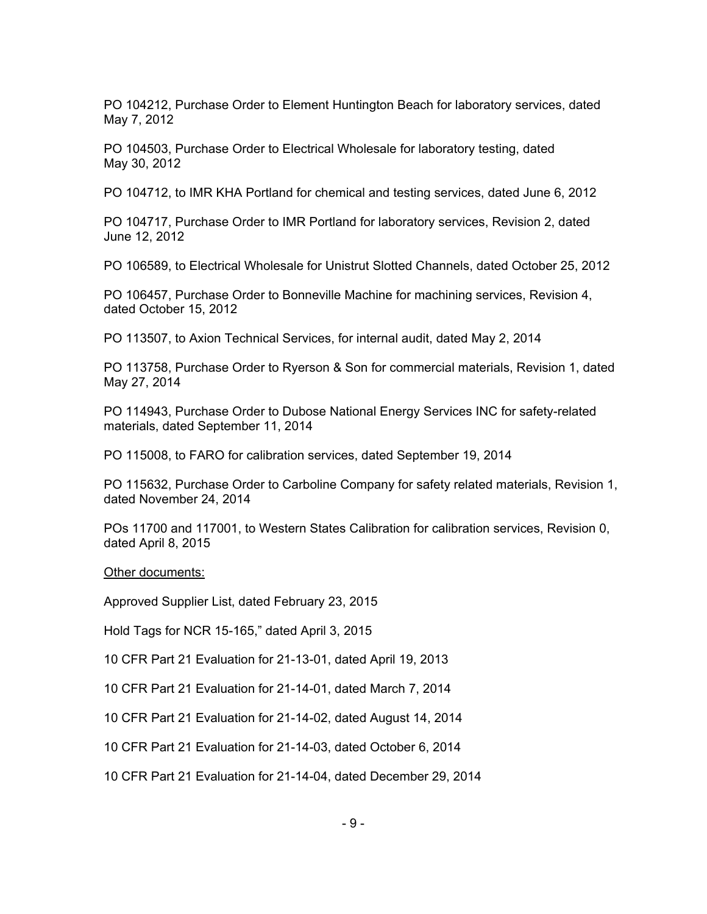PO 104212, Purchase Order to Element Huntington Beach for laboratory services, dated May 7, 2012

PO 104503, Purchase Order to Electrical Wholesale for laboratory testing, dated May 30, 2012

PO 104712, to IMR KHA Portland for chemical and testing services, dated June 6, 2012

PO 104717, Purchase Order to IMR Portland for laboratory services, Revision 2, dated June 12, 2012

PO 106589, to Electrical Wholesale for Unistrut Slotted Channels, dated October 25, 2012

PO 106457, Purchase Order to Bonneville Machine for machining services, Revision 4, dated October 15, 2012

PO 113507, to Axion Technical Services, for internal audit, dated May 2, 2014

PO 113758, Purchase Order to Ryerson & Son for commercial materials, Revision 1, dated May 27, 2014

PO 114943, Purchase Order to Dubose National Energy Services INC for safety-related materials, dated September 11, 2014

PO 115008, to FARO for calibration services, dated September 19, 2014

PO 115632, Purchase Order to Carboline Company for safety related materials, Revision 1, dated November 24, 2014

POs 11700 and 117001, to Western States Calibration for calibration services, Revision 0, dated April 8, 2015

<u>Other documents:</u>

Approved Supplier List, dated February 23, 2015

Hold Tags for NCR 15-165," dated April 3, 2015

10 CFR Part 21 Evaluation for 21-13-01, dated April 19, 2013

10 CFR Part 21 Evaluation for 21-14-01, dated March 7, 2014

10 CFR Part 21 Evaluation for 21-14-02, dated August 14, 2014

10 CFR Part 21 Evaluation for 21-14-03, dated October 6, 2014

10 CFR Part 21 Evaluation for 21-14-04, dated December 29, 2014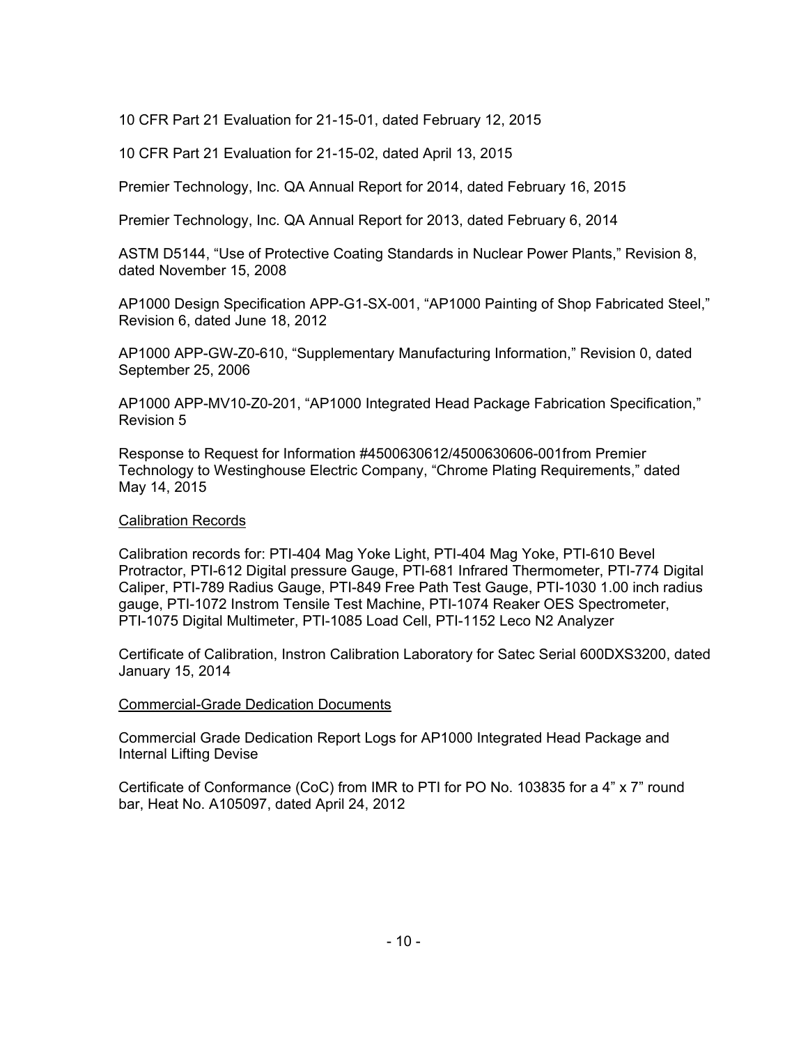10 CFR Part 21 Evaluation for 21-15-01, dated February 12, 2015

10 CFR Part 21 Evaluation for 21-15-02, dated April 13, 2015

Premier Technology, Inc. QA Annual Report for 2014, dated February 16, 2015

Premier Technology, Inc. QA Annual Report for 2013, dated February 6, 2014

ASTM D5144, "Use of Protective Coating Standards in Nuclear Power Plants," Revision 8, dated November 15, 2008

AP1000 Design Specification APP-G1-SX-001, "AP1000 Painting of Shop Fabricated Steel," Revision 6, dated June 18, 2012

AP1000 APP-GW-Z0-610, "Supplementary Manufacturing Information," Revision 0, dated September 25, 2006

AP1000 APP-MV10-Z0-201, "AP1000 Integrated Head Package Fabrication Specification," Revision 5

Response to Request for Information #4500630612/4500630606-001from Premier Technology to Westinghouse Electric Company, "Chrome Plating Requirements," dated May 14, 2015

Calibration Records

Calibration records for: PTI-404 Mag Yoke Light, PTI-404 Mag Yoke, PTI-610 Bevel Protractor, PTI-612 Digital pressure Gauge, PTI-681 Infrared Thermometer, PTI-774 Digital Caliper, PTI-789 Radius Gauge, PTI-849 Free Path Test Gauge, PTI-1030 1.00 inch radius gauge, PTI-1072 Instrom Tensile Test Machine, PTI-1074 Reaker OES Spectrometer, PTI-1075 Digital Multimeter, PTI-1085 Load Cell, PTI-1152 Leco N2 Analyzer

Certificate of Calibration, Instron Calibration Laboratory for Satec Serial 600DXS3200, dated January 15, 2014

Commercial-Grade Dedication Documents

Commercial Grade Dedication Report Logs for AP1000 Integrated Head Package and Internal Lifting Devise

Certificate of Conformance (CoC) from IMR to PTI for PO No. 103835 for a 4" x 7" round bar, Heat No. A105097, dated April 24, 2012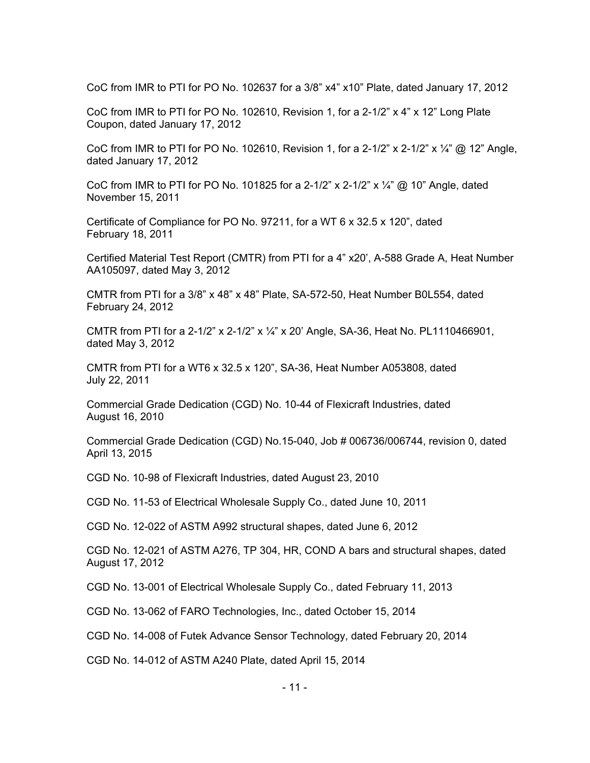CoC from IMR to PTI for PO No. 102637 for a 3/8” x4” x10” Plate, dated January 17, 2012

CoC from IMR to PTI for PO No. 102610, Revision 1, for a 2-1/2” x 4” x 12” Long Plate Coupon, dated January 17, 2012

CoC from IMR to PTI for PO No. 102610, Revision 1, for a 2-1/2” x 2-1/2” x ¼” @ 12” Angle, dated January 17, 2012

CoC from IMR to PTI for PO No. 101825 for a 2-1/2” x 2-1/2” x ¼” @ 10” Angle, dated November 15, 2011

Certificate of Compliance for PO No. 97211, for a WT 6 x 32.5 x 120”, dated February 18, 2011

Certified Material Test Report (CMTR) from PTI for a 4” x20’, A-588 Grade A, Heat Number AA105097, dated May 3, 2012

CMTR from PTI for a 3/8” x 48” x 48” Plate, SA-572-50, Heat Number B0L554, dated February 24, 2012

CMTR from PTI for a 2-1/2” x 2-1/2” x ¼” x 20’ Angle, SA-36, Heat No. PL1110466901, dated May 3, 2012

CMTR from PTI for a WT6 x 32.5 x 120”, SA-36, Heat Number A053808, dated July 22, 2011

Commercial Grade Dedication (CGD) No. 10-44 of Flexicraft Industries, dated August 16, 2010

Commercial Grade Dedication (CGD) No.15-040, Job # 006736/006744, revision 0, dated April 13, 2015

CGD No. 10-98 of Flexicraft Industries, dated August 23, 2010

CGD No. 11-53 of Electrical Wholesale Supply Co., dated June 10, 2011

CGD No. 12-022 of ASTM A992 structural shapes, dated June 6, 2012

CGD No. 12-021 of ASTM A276, TP 304, HR, COND A bars and structural shapes, dated August 17, 2012

CGD No. 13-001 of Electrical Wholesale Supply Co., dated February 11, 2013

CGD No. 13-062 of FARO Technologies, Inc., dated October 15, 2014

CGD No. 14-008 of Futek Advance Sensor Technology, dated February 20, 2014

CGD No. 14-012 of ASTM A240 Plate, dated April 15, 2014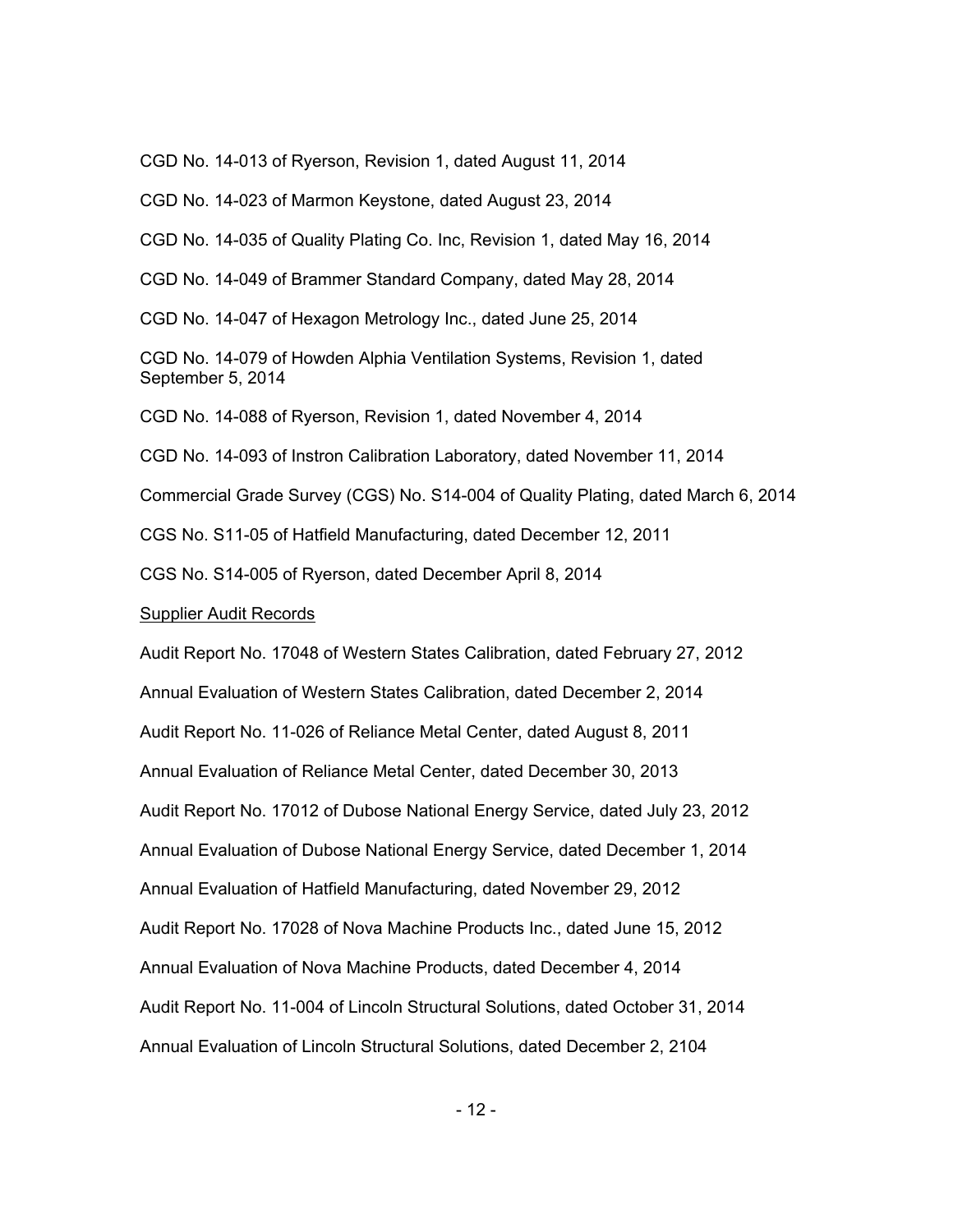CGD No. 14-013 of Ryerson, Revision 1, dated August 11, 2014

CGD No. 14-023 of Marmon Keystone, dated August 23, 2014

CGD No. 14-035 of Quality Plating Co. Inc, Revision 1, dated May 16, 2014

CGD No. 14-049 of Brammer Standard Company, dated May 28, 2014

CGD No. 14-047 of Hexagon Metrology Inc., dated June 25, 2014

CGD No. 14-079 of Howden Alphia Ventilation Systems, Revision 1, dated September 5, 2014

CGD No. 14-088 of Ryerson, Revision 1, dated November 4, 2014

CGD No. 14-093 of Instron Calibration Laboratory, dated November 11, 2014

Commercial Grade Survey (CGS) No. S14-004 of Quality Plating, dated March 6, 2014

CGS No. S11-05 of Hatfield Manufacturing, dated December 12, 2011

CGS No. S14-005 of Ryerson, dated December April 8, 2014

<u>Supplier Audit Records</u>

Audit Report No. 17048 of Western States Calibration, dated February 27, 2012

Annual Evaluation of Western States Calibration, dated December 2, 2014

Audit Report No. 11-026 of Reliance Metal Center, dated August 8, 2011

Annual Evaluation of Reliance Metal Center, dated December 30, 2013

Audit Report No. 17012 of Dubose National Energy Service, dated July 23, 2012

Annual Evaluation of Dubose National Energy Service, dated December 1, 2014

Annual Evaluation of Hatfield Manufacturing, dated November 29, 2012

Audit Report No. 17028 of Nova Machine Products Inc., dated June 15, 2012

Annual Evaluation of Nova Machine Products, dated December 4, 2014

Audit Report No. 11-004 of Lincoln Structural Solutions, dated October 31, 2014

Annual Evaluation of Lincoln Structural Solutions, dated December 2, 2104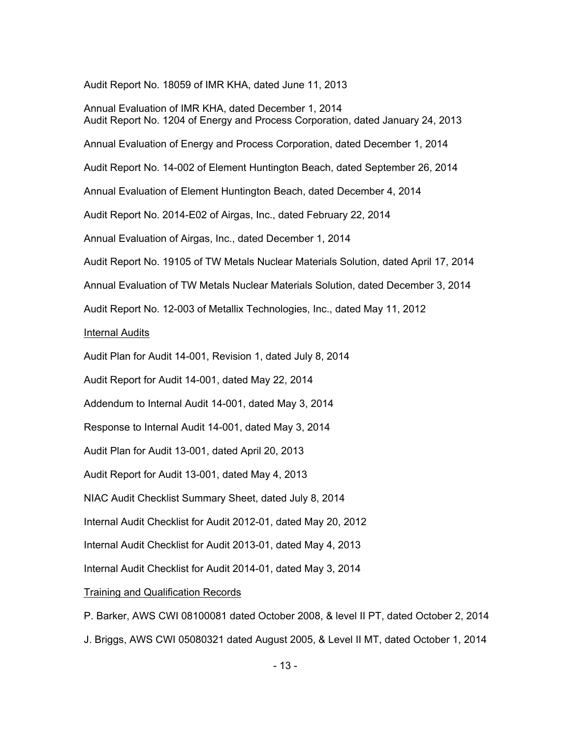Audit Report No. 18059 of IMR KHA, dated June 11, 2013

Annual Evaluation of IMR KHA, dated December 1, 2014
Audit Report No. 1204 of Energy and Process Corporation, dated January 24, 2013

Annual Evaluation of Energy and Process Corporation, dated December 1, 2014

Audit Report No. 14-002 of Element Huntington Beach, dated September 26, 2014

Annual Evaluation of Element Huntington Beach, dated December 4, 2014

Audit Report No. 2014-E02 of Airgas, Inc., dated February 22, 2014

Annual Evaluation of Airgas, Inc., dated December 1, 2014

Audit Report No. 19105 of TW Metals Nuclear Materials Solution, dated April 17, 2014

Annual Evaluation of TW Metals Nuclear Materials Solution, dated December 3, 2014

Audit Report No. 12-003 of Metallix Technologies, Inc., dated May 11, 2012

<u>Internal Audits</u>

Audit Plan for Audit 14-001, Revision 1, dated July 8, 2014

Audit Report for Audit 14-001, dated May 22, 2014

Addendum to Internal Audit 14-001, dated May 3, 2014

Response to Internal Audit 14-001, dated May 3, 2014

Audit Plan for Audit 13-001, dated April 20, 2013

Audit Report for Audit 13-001, dated May 4, 2013

NIAC Audit Checklist Summary Sheet, dated July 8, 2014

Internal Audit Checklist for Audit 2012-01, dated May 20, 2012

Internal Audit Checklist for Audit 2013-01, dated May 4, 2013

Internal Audit Checklist for Audit 2014-01, dated May 3, 2014

<u>Training and Qualification Records</u>

P. Barker, AWS CWI 08100081 dated October 2008, & level II PT, dated October 2, 2014

J. Briggs, AWS CWI 05080321 dated August 2005, & Level II MT, dated October 1, 2014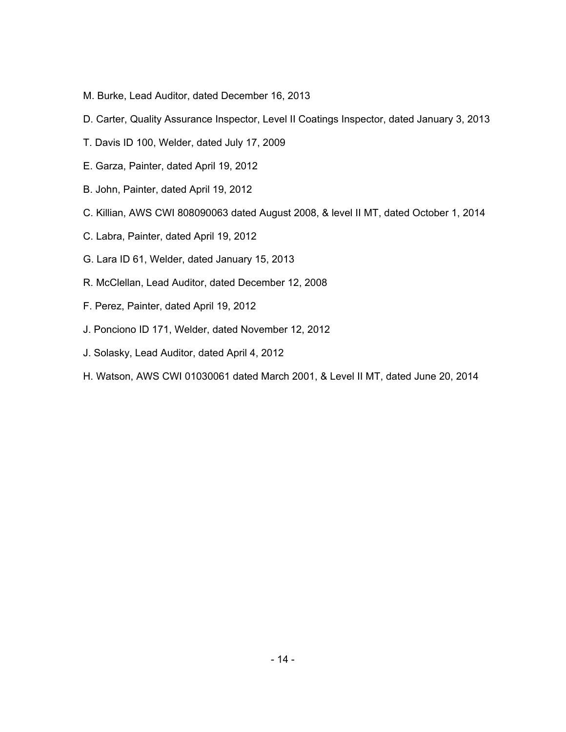M. Burke, Lead Auditor, dated December 16, 2013

D. Carter, Quality Assurance Inspector, Level II Coatings Inspector, dated January 3, 2013

T. Davis ID 100, Welder, dated July 17, 2009

E. Garza, Painter, dated April 19, 2012

B. John, Painter, dated April 19, 2012

C. Killian, AWS CWI 808090063 dated August 2008, & level II MT, dated October 1, 2014

C. Labra, Painter, dated April 19, 2012

G. Lara ID 61, Welder, dated January 15, 2013

R. McClellan, Lead Auditor, dated December 12, 2008

F. Perez, Painter, dated April 19, 2012

J. Ponciono ID 171, Welder, dated November 12, 2012

J. Solasky, Lead Auditor, dated April 4, 2012

H. Watson, AWS CWI 01030061 dated March 2001, & Level II MT, dated June 20, 2014